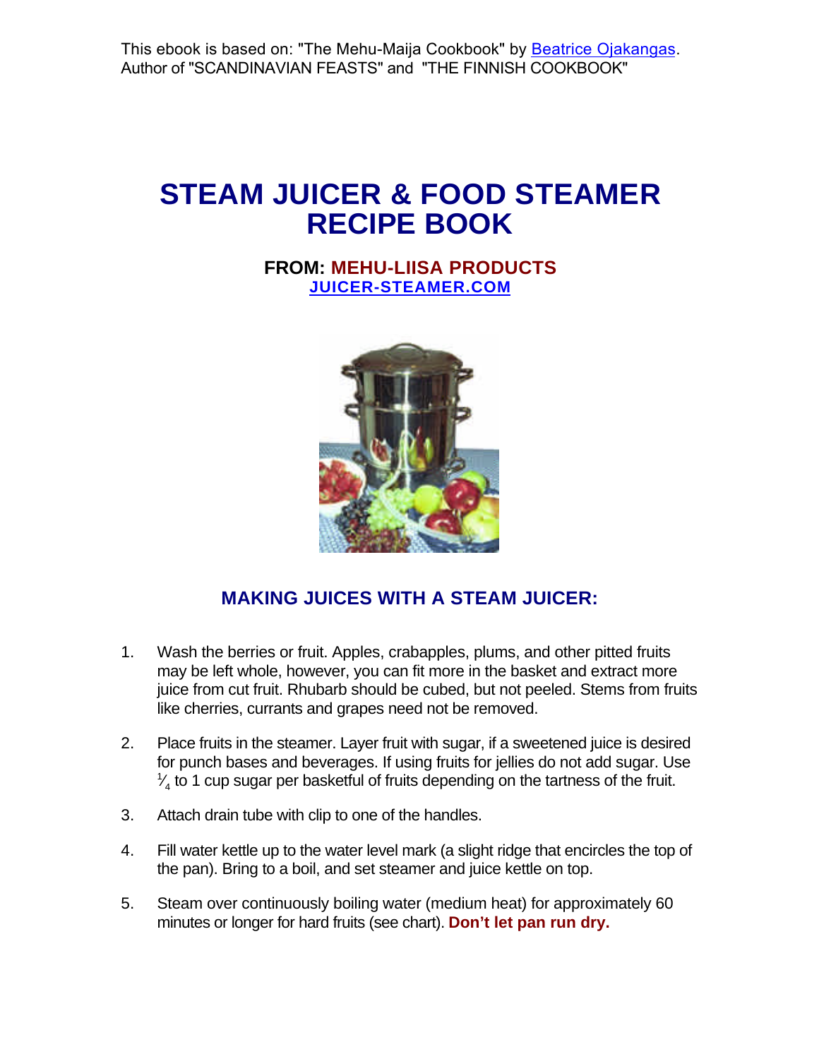This ebook is based on: "The Mehu-Maija Cookbook" by Beatrice Ojakangas.
Author of "SCANDINAVIAN FEASTS" and "THE FINNISH COOKBOOK"

# STEAM JUICER & FOOD STEAMER RECIPE BOOK

**FROM: MEHU-LIISA PRODUCTS**
**JUICER-STEAMER.COM**

## MAKING JUICES WITH A STEAM JUICER:

1. Wash the berries or fruit. Apples, crabapples, plums, and other pitted fruits may be left whole, however, you can fit more in the basket and extract more juice from cut fruit. Rhubarb should be cubed, but not peeled. Stems from fruits like cherries, currants and grapes need not be removed.

2. Place fruits in the steamer. Layer fruit with sugar, if a sweetened juice is desired for punch bases and beverages. If using fruits for jellies do not add sugar. Use ¼ to 1 cup sugar per basketful of fruits depending on the tartness of the fruit.

3. Attach drain tube with clip to one of the handles.

4. Fill water kettle up to the water level mark (a slight ridge that encircles the top of the pan). Bring to a boil, and set steamer and juice kettle on top.

5. Steam over continuously boiling water (medium heat) for approximately 60 minutes or longer for hard fruits (see chart). **Don't let pan run dry.**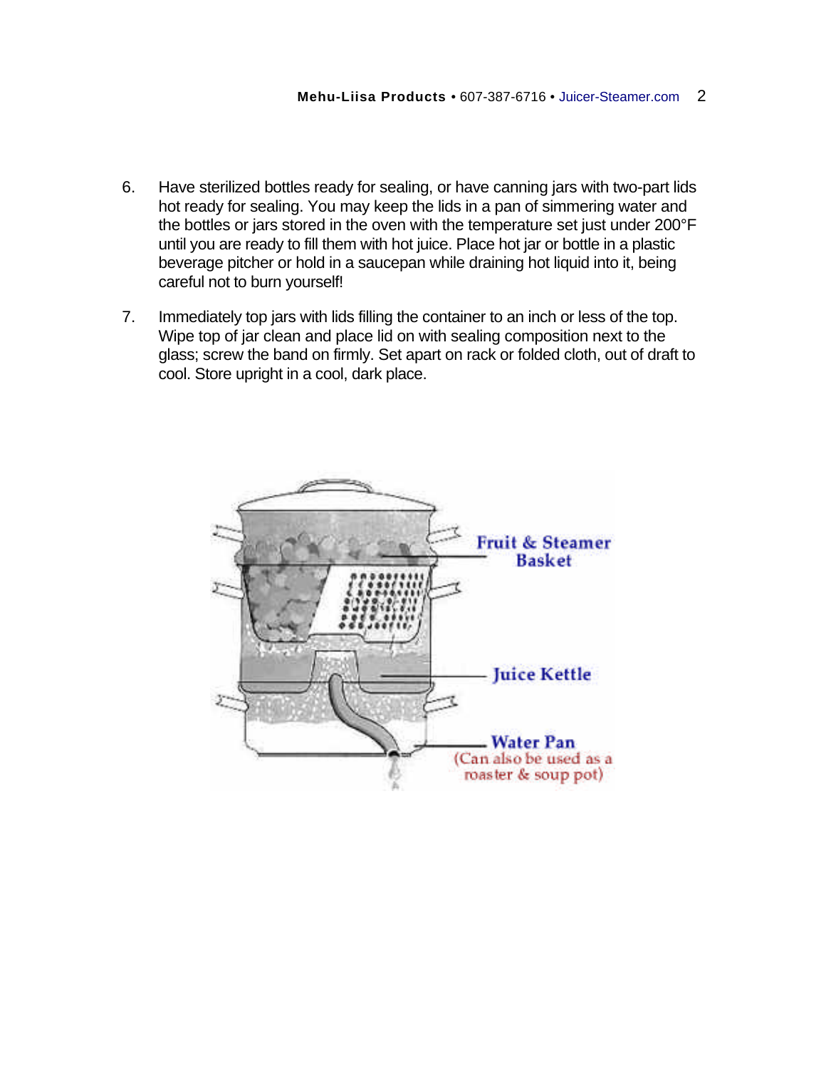6. Have sterilized bottles ready for sealing, or have canning jars with two-part lids hot ready for sealing. You may keep the lids in a pan of simmering water and the bottles or jars stored in the oven with the temperature set just under 200°F until you are ready to fill them with hot juice. Place hot jar or bottle in a plastic beverage pitcher or hold in a saucepan while draining hot liquid into it, being careful not to burn yourself!

7. Immediately top jars with lids filling the container to an inch or less of the top. Wipe top of jar clean and place lid on with sealing composition next to the glass; screw the band on firmly. Set apart on rack or folded cloth, out of draft to cool. Store upright in a cool, dark place.

Fruit & Steamer Basket

Juice Kettle

Water Pan
(Can also be used as a roaster & soup pot)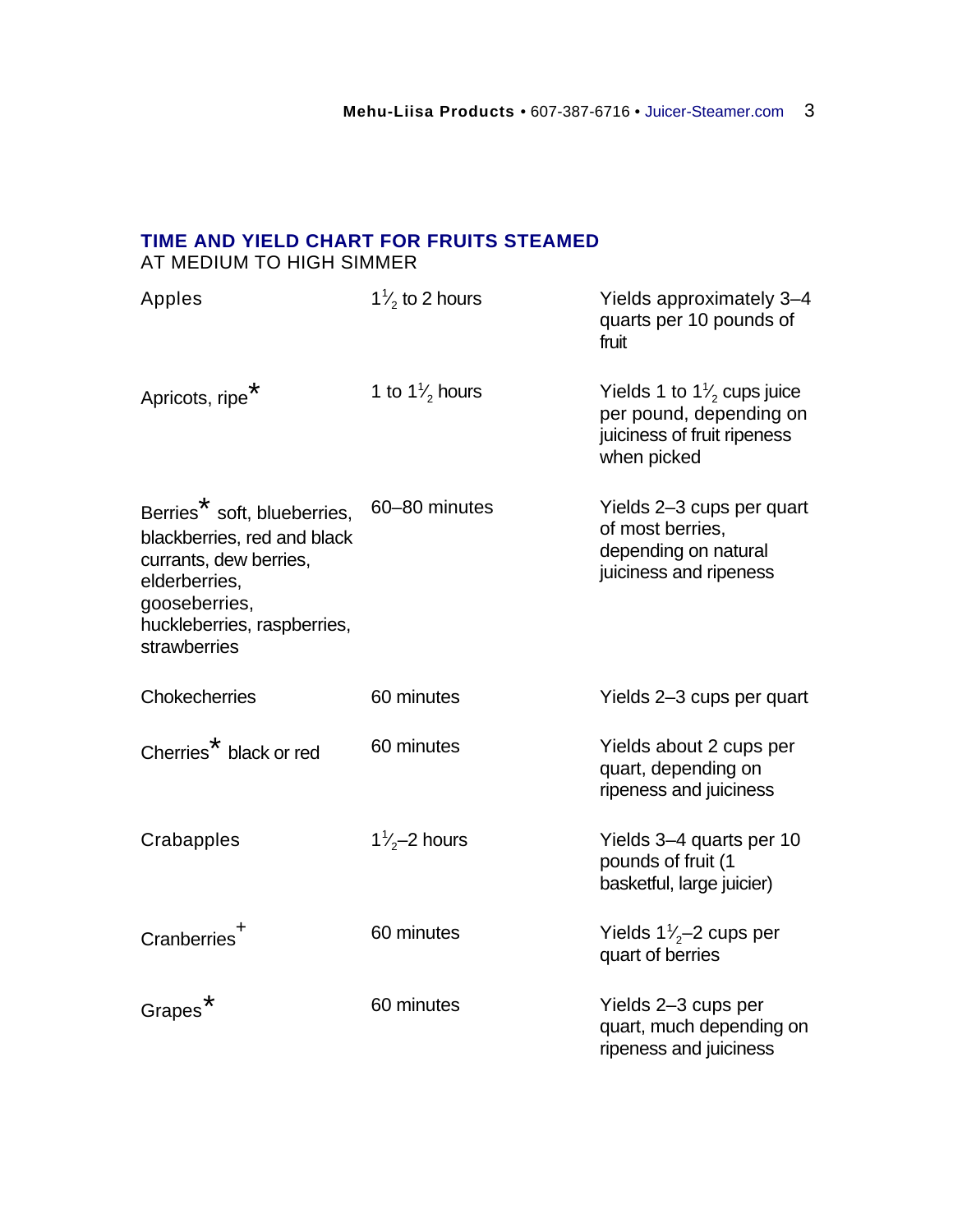## TIME AND YIELD CHART FOR FRUITS STEAMED

AT MEDIUM TO HIGH SIMMER

| | | |
|---|---|---|
| Apples | 1½ to 2 hours | Yields approximately 3–4 quarts per 10 pounds of fruit |
| Apricots, ripe* | 1 to 1½ hours | Yields 1 to 1½ cups juice per pound, depending on juiciness of fruit ripeness when picked |
| Berries* soft, blueberries, blackberries, red and black currants, dew berries, elderberries, gooseberries, huckleberries, raspberries, strawberries | 60–80 minutes | Yields 2–3 cups per quart of most berries, depending on natural juiciness and ripeness |
| Chokecherries | 60 minutes | Yields 2–3 cups per quart |
| Cherries* black or red | 60 minutes | Yields about 2 cups per quart, depending on ripeness and juiciness |
| Crabapples | 1½–2 hours | Yields 3–4 quarts per 10 pounds of fruit (1 basketful, large juicier) |
| Cranberries+ | 60 minutes | Yields 1½–2 cups per quart of berries |
| Grapes* | 60 minutes | Yields 2–3 cups per quart, much depending on ripeness and juiciness |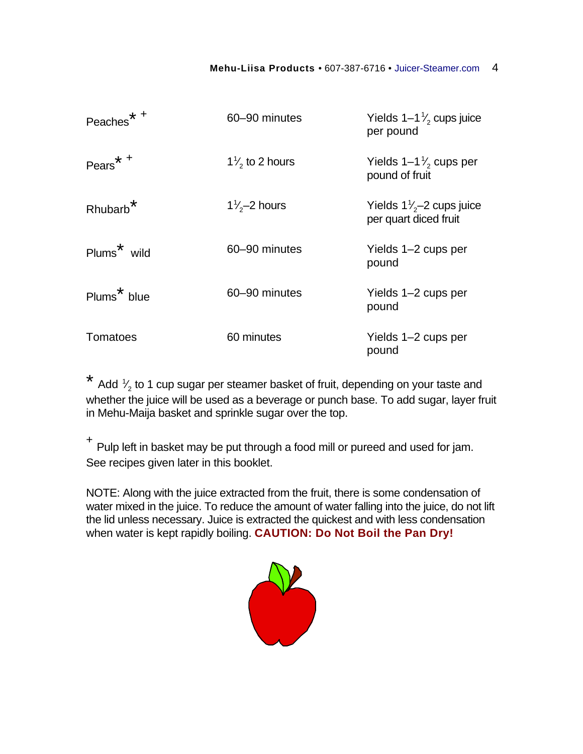| | | |
|---|---|---|
| Peaches* + | 60–90 minutes | Yields 1–1½ cups juice per pound |
| Pears* + | 1½ to 2 hours | Yields 1–1½ cups per pound of fruit |
| Rhubarb* | 1½–2 hours | Yields 1½–2 cups juice per quart diced fruit |
| Plums* wild | 60–90 minutes | Yields 1–2 cups per pound |
| Plums* blue | 60–90 minutes | Yields 1–2 cups per pound |
| Tomatoes | 60 minutes | Yields 1–2 cups per pound |

* Add ½ to 1 cup sugar per steamer basket of fruit, depending on your taste and whether the juice will be used as a beverage or punch base. To add sugar, layer fruit in Mehu-Maija basket and sprinkle sugar over the top.

+ Pulp left in basket may be put through a food mill or pureed and used for jam. See recipes given later in this booklet.

NOTE: Along with the juice extracted from the fruit, there is some condensation of water mixed in the juice. To reduce the amount of water falling into the juice, do not lift the lid unless necessary. Juice is extracted the quickest and with less condensation when water is kept rapidly boiling. **CAUTION: Do Not Boil the Pan Dry!**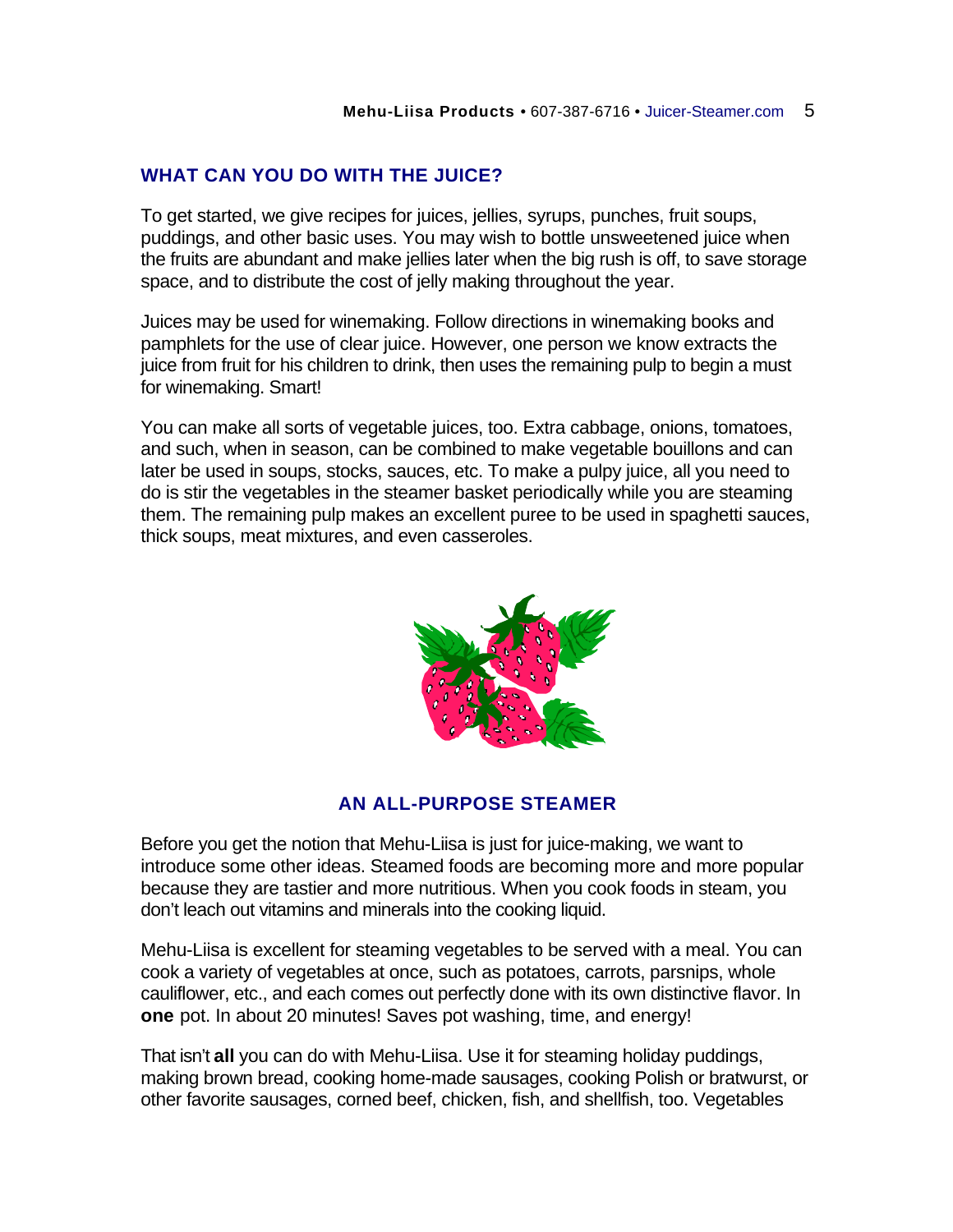## WHAT CAN YOU DO WITH THE JUICE?

To get started, we give recipes for juices, jellies, syrups, punches, fruit soups, puddings, and other basic uses. You may wish to bottle unsweetened juice when the fruits are abundant and make jellies later when the big rush is off, to save storage space, and to distribute the cost of jelly making throughout the year.

Juices may be used for winemaking. Follow directions in winemaking books and pamphlets for the use of clear juice. However, one person we know extracts the juice from fruit for his children to drink, then uses the remaining pulp to begin a must for winemaking. Smart!

You can make all sorts of vegetable juices, too. Extra cabbage, onions, tomatoes, and such, when in season, can be combined to make vegetable bouillons and can later be used in soups, stocks, sauces, etc. To make a pulpy juice, all you need to do is stir the vegetables in the steamer basket periodically while you are steaming them. The remaining pulp makes an excellent puree to be used in spaghetti sauces, thick soups, meat mixtures, and even casseroles.

## AN ALL-PURPOSE STEAMER

Before you get the notion that Mehu-Liisa is just for juice-making, we want to introduce some other ideas. Steamed foods are becoming more and more popular because they are tastier and more nutritious. When you cook foods in steam, you don't leach out vitamins and minerals into the cooking liquid.

Mehu-Liisa is excellent for steaming vegetables to be served with a meal. You can cook a variety of vegetables at once, such as potatoes, carrots, parsnips, whole cauliflower, etc., and each comes out perfectly done with its own distinctive flavor. In **one** pot. In about 20 minutes! Saves pot washing, time, and energy!

That isn't **all** you can do with Mehu-Liisa. Use it for steaming holiday puddings, making brown bread, cooking home-made sausages, cooking Polish or bratwurst, or other favorite sausages, corned beef, chicken, fish, and shellfish, too. Vegetables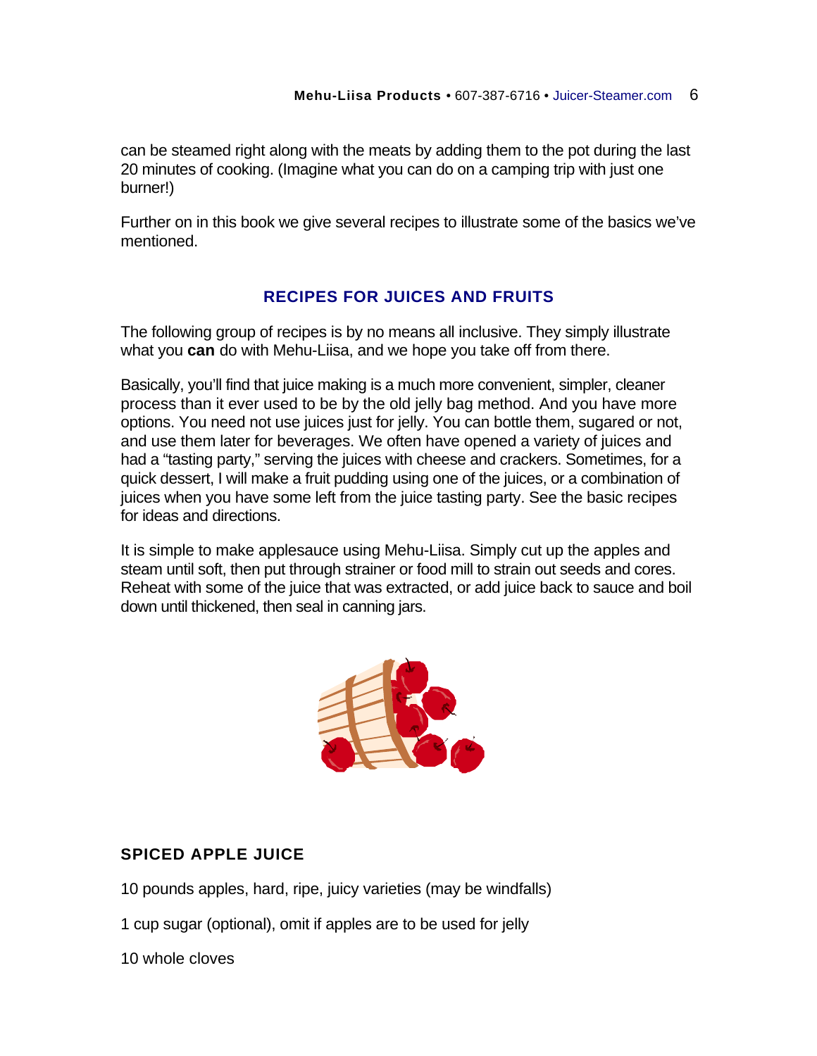can be steamed right along with the meats by adding them to the pot during the last 20 minutes of cooking. (Imagine what you can do on a camping trip with just one burner!)

Further on in this book we give several recipes to illustrate some of the basics we've mentioned.

## RECIPES FOR JUICES AND FRUITS

The following group of recipes is by no means all inclusive. They simply illustrate what you **can** do with Mehu-Liisa, and we hope you take off from there.

Basically, you'll find that juice making is a much more convenient, simpler, cleaner process than it ever used to be by the old jelly bag method. And you have more options. You need not use juices just for jelly. You can bottle them, sugared or not, and use them later for beverages. We often have opened a variety of juices and had a "tasting party," serving the juices with cheese and crackers. Sometimes, for a quick dessert, I will make a fruit pudding using one of the juices, or a combination of juices when you have some left from the juice tasting party. See the basic recipes for ideas and directions.

It is simple to make applesauce using Mehu-Liisa. Simply cut up the apples and steam until soft, then put through strainer or food mill to strain out seeds and cores. Reheat with some of the juice that was extracted, or add juice back to sauce and boil down until thickened, then seal in canning jars.

### SPICED APPLE JUICE

10 pounds apples, hard, ripe, juicy varieties (may be windfalls)

1 cup sugar (optional), omit if apples are to be used for jelly

10 whole cloves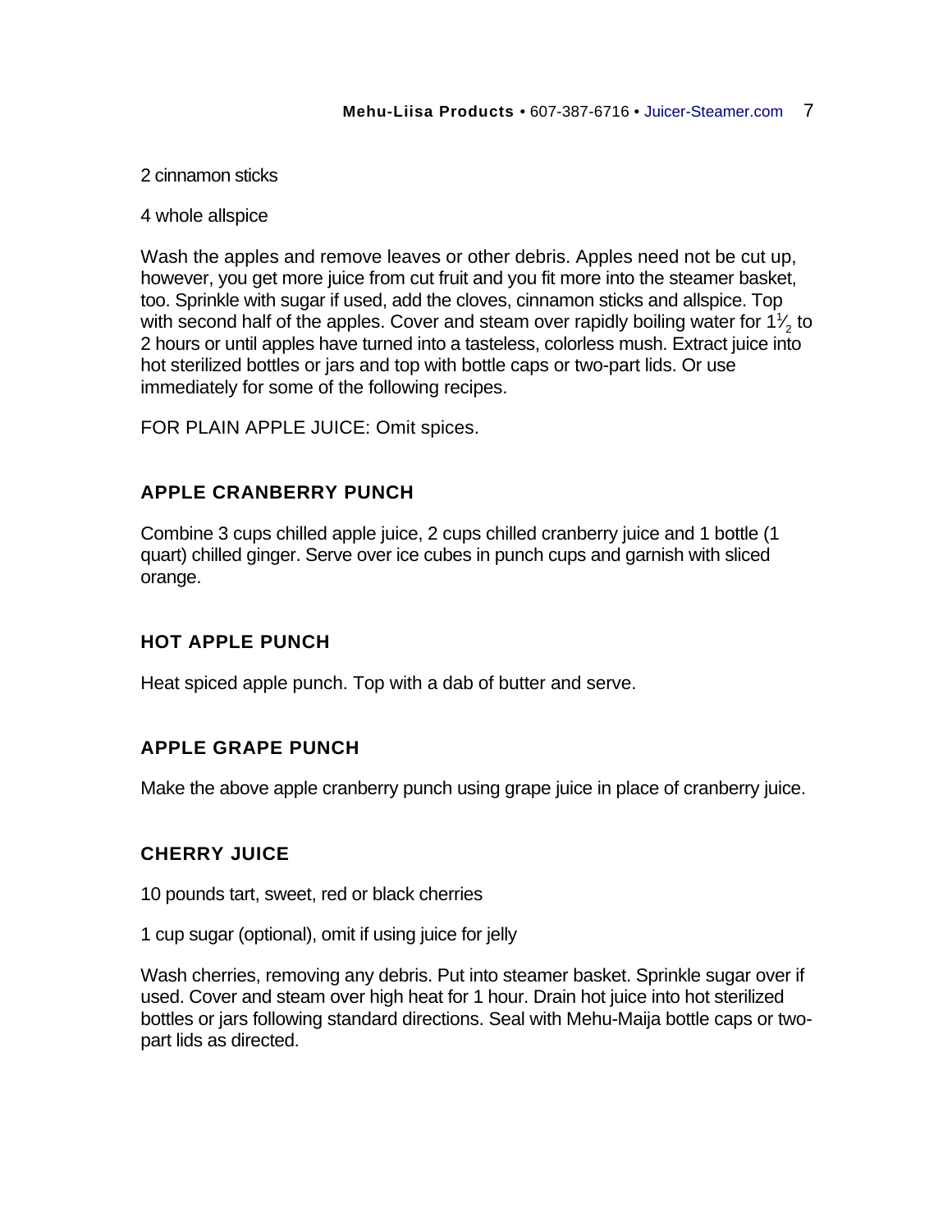2 cinnamon sticks

4 whole allspice

Wash the apples and remove leaves or other debris. Apples need not be cut up, however, you get more juice from cut fruit and you fit more into the steamer basket, too. Sprinkle with sugar if used, add the cloves, cinnamon sticks and allspice. Top with second half of the apples. Cover and steam over rapidly boiling water for 1½ to 2 hours or until apples have turned into a tasteless, colorless mush. Extract juice into hot sterilized bottles or jars and top with bottle caps or two-part lids. Or use immediately for some of the following recipes.

FOR PLAIN APPLE JUICE: Omit spices.

### APPLE CRANBERRY PUNCH

Combine 3 cups chilled apple juice, 2 cups chilled cranberry juice and 1 bottle (1 quart) chilled ginger. Serve over ice cubes in punch cups and garnish with sliced orange.

### HOT APPLE PUNCH

Heat spiced apple punch. Top with a dab of butter and serve.

### APPLE GRAPE PUNCH

Make the above apple cranberry punch using grape juice in place of cranberry juice.

### CHERRY JUICE

10 pounds tart, sweet, red or black cherries

1 cup sugar (optional), omit if using juice for jelly

Wash cherries, removing any debris. Put into steamer basket. Sprinkle sugar over if used. Cover and steam over high heat for 1 hour. Drain hot juice into hot sterilized bottles or jars following standard directions. Seal with Mehu-Maija bottle caps or two-part lids as directed.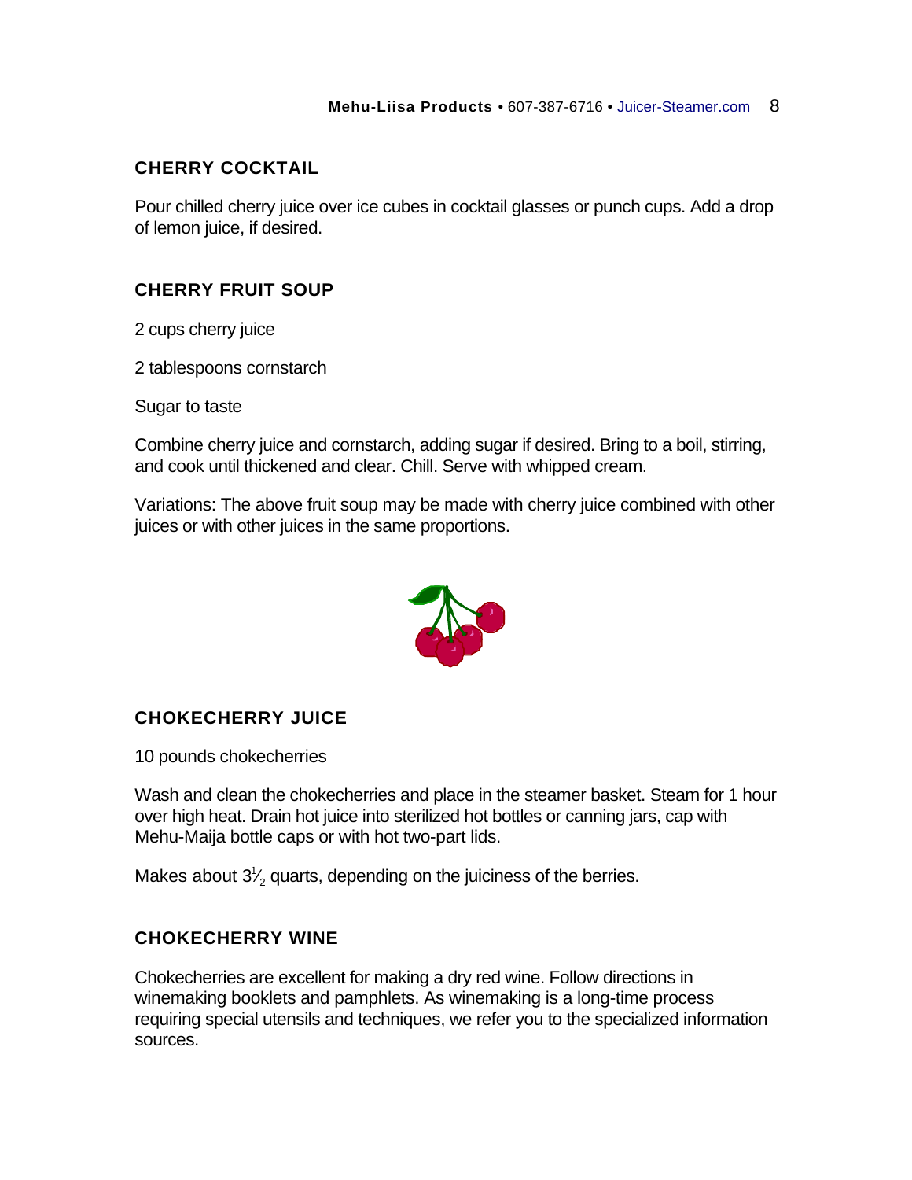## CHERRY COCKTAIL

Pour chilled cherry juice over ice cubes in cocktail glasses or punch cups. Add a drop of lemon juice, if desired.

## CHERRY FRUIT SOUP

2 cups cherry juice

2 tablespoons cornstarch

Sugar to taste

Combine cherry juice and cornstarch, adding sugar if desired. Bring to a boil, stirring, and cook until thickened and clear. Chill. Serve with whipped cream.

Variations: The above fruit soup may be made with cherry juice combined with other juices or with other juices in the same proportions.

## CHOKECHERRY JUICE

10 pounds chokecherries

Wash and clean the chokecherries and place in the steamer basket. Steam for 1 hour over high heat. Drain hot juice into sterilized hot bottles or canning jars, cap with Mehu-Maija bottle caps or with hot two-part lids.

Makes about 3½ quarts, depending on the juiciness of the berries.

## CHOKECHERRY WINE

Chokecherries are excellent for making a dry red wine. Follow directions in winemaking booklets and pamphlets. As winemaking is a long-time process requiring special utensils and techniques, we refer you to the specialized information sources.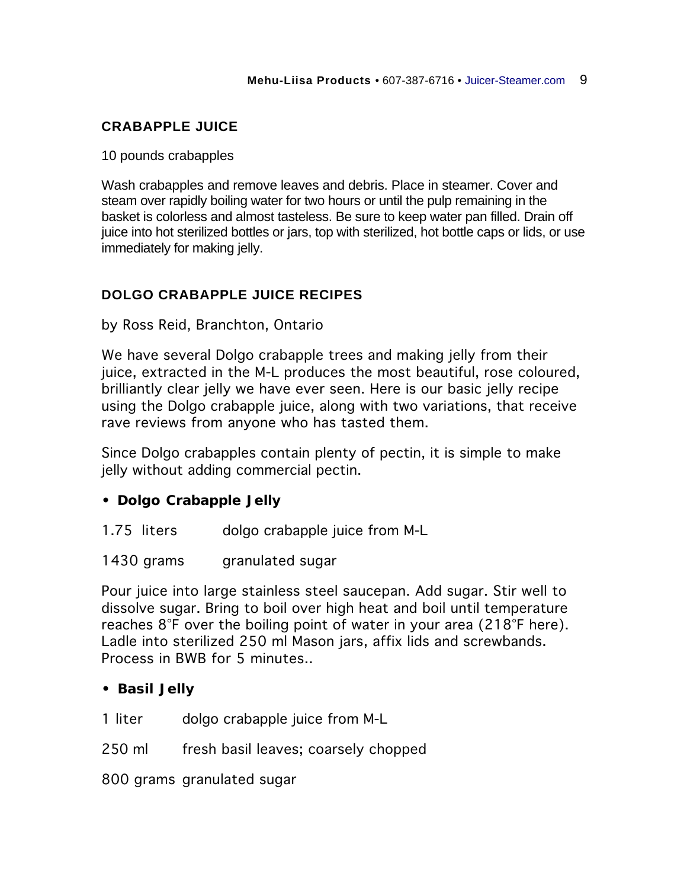## CRABAPPLE JUICE

10 pounds crabapples

Wash crabapples and remove leaves and debris. Place in steamer. Cover and steam over rapidly boiling water for two hours or until the pulp remaining in the basket is colorless and almost tasteless. Be sure to keep water pan filled. Drain off juice into hot sterilized bottles or jars, top with sterilized, hot bottle caps or lids, or use immediately for making jelly.

## DOLGO CRABAPPLE JUICE RECIPES

by Ross Reid, Branchton, Ontario

We have several Dolgo crabapple trees and making jelly from their juice, extracted in the M-L produces the most beautiful, rose coloured, brilliantly clear jelly we have ever seen. Here is our basic jelly recipe using the Dolgo crabapple juice, along with two variations, that receive rave reviews from anyone who has tasted them.

Since Dolgo crabapples contain plenty of pectin, it is simple to make jelly without adding commercial pectin.

- **Dolgo Crabapple Jelly**

1.75 liters    dolgo crabapple juice from M-L

1430 grams    granulated sugar

Pour juice into large stainless steel saucepan. Add sugar. Stir well to dissolve sugar. Bring to boil over high heat and boil until temperature reaches 8°F over the boiling point of water in your area (218°F here). Ladle into sterilized 250 ml Mason jars, affix lids and screwbands. Process in BWB for 5 minutes..

- **Basil Jelly**

1 liter    dolgo crabapple juice from M-L

250 ml    fresh basil leaves; coarsely chopped

800 grams granulated sugar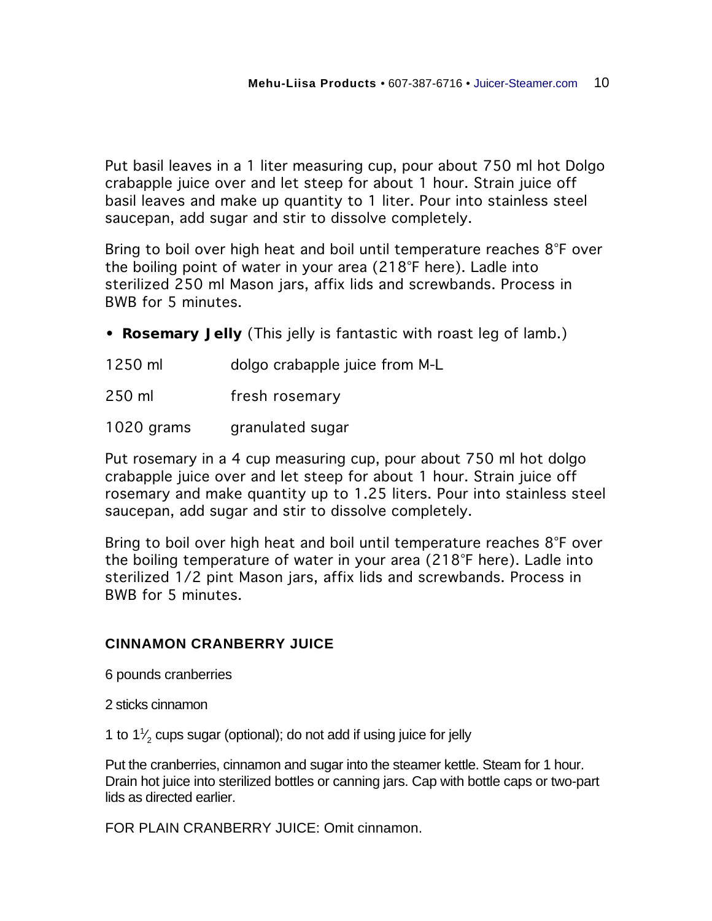Put basil leaves in a 1 liter measuring cup, pour about 750 ml hot Dolgo crabapple juice over and let steep for about 1 hour. Strain juice off basil leaves and make up quantity to 1 liter. Pour into stainless steel saucepan, add sugar and stir to dissolve completely.

Bring to boil over high heat and boil until temperature reaches 8°F over the boiling point of water in your area (218°F here). Ladle into sterilized 250 ml Mason jars, affix lids and screwbands. Process in BWB for 5 minutes.

- **Rosemary Jelly** (This jelly is fantastic with roast leg of lamb.)

| | |
|---|---|
| 1250 ml | dolgo crabapple juice from M-L |
| 250 ml | fresh rosemary |
| 1020 grams | granulated sugar |

Put rosemary in a 4 cup measuring cup, pour about 750 ml hot dolgo crabapple juice over and let steep for about 1 hour. Strain juice off rosemary and make quantity up to 1.25 liters. Pour into stainless steel saucepan, add sugar and stir to dissolve completely.

Bring to boil over high heat and boil until temperature reaches 8°F over the boiling temperature of water in your area (218°F here). Ladle into sterilized 1/2 pint Mason jars, affix lids and screwbands. Process in BWB for 5 minutes.

## CINNAMON CRANBERRY JUICE

6 pounds cranberries

2 sticks cinnamon

1 to 1½ cups sugar (optional); do not add if using juice for jelly

Put the cranberries, cinnamon and sugar into the steamer kettle. Steam for 1 hour. Drain hot juice into sterilized bottles or canning jars. Cap with bottle caps or two-part lids as directed earlier.

FOR PLAIN CRANBERRY JUICE: Omit cinnamon.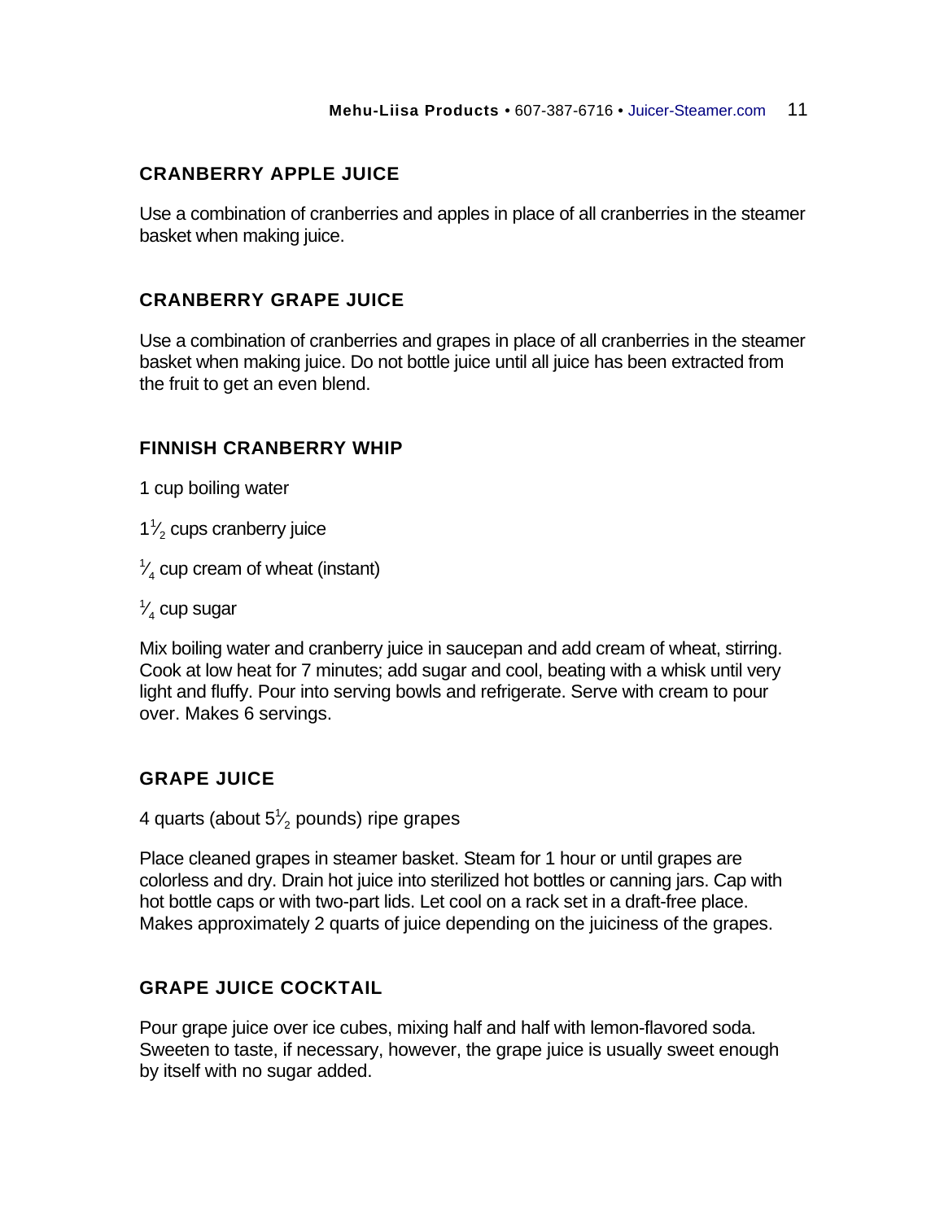## CRANBERRY APPLE JUICE

Use a combination of cranberries and apples in place of all cranberries in the steamer basket when making juice.

## CRANBERRY GRAPE JUICE

Use a combination of cranberries and grapes in place of all cranberries in the steamer basket when making juice. Do not bottle juice until all juice has been extracted from the fruit to get an even blend.

## FINNISH CRANBERRY WHIP

1 cup boiling water

1½ cups cranberry juice

¼ cup cream of wheat (instant)

¼ cup sugar

Mix boiling water and cranberry juice in saucepan and add cream of wheat, stirring. Cook at low heat for 7 minutes; add sugar and cool, beating with a whisk until very light and fluffy. Pour into serving bowls and refrigerate. Serve with cream to pour over. Makes 6 servings.

## GRAPE JUICE

4 quarts (about 5½ pounds) ripe grapes

Place cleaned grapes in steamer basket. Steam for 1 hour or until grapes are colorless and dry. Drain hot juice into sterilized hot bottles or canning jars. Cap with hot bottle caps or with two-part lids. Let cool on a rack set in a draft-free place. Makes approximately 2 quarts of juice depending on the juiciness of the grapes.

## GRAPE JUICE COCKTAIL

Pour grape juice over ice cubes, mixing half and half with lemon-flavored soda. Sweeten to taste, if necessary, however, the grape juice is usually sweet enough by itself with no sugar added.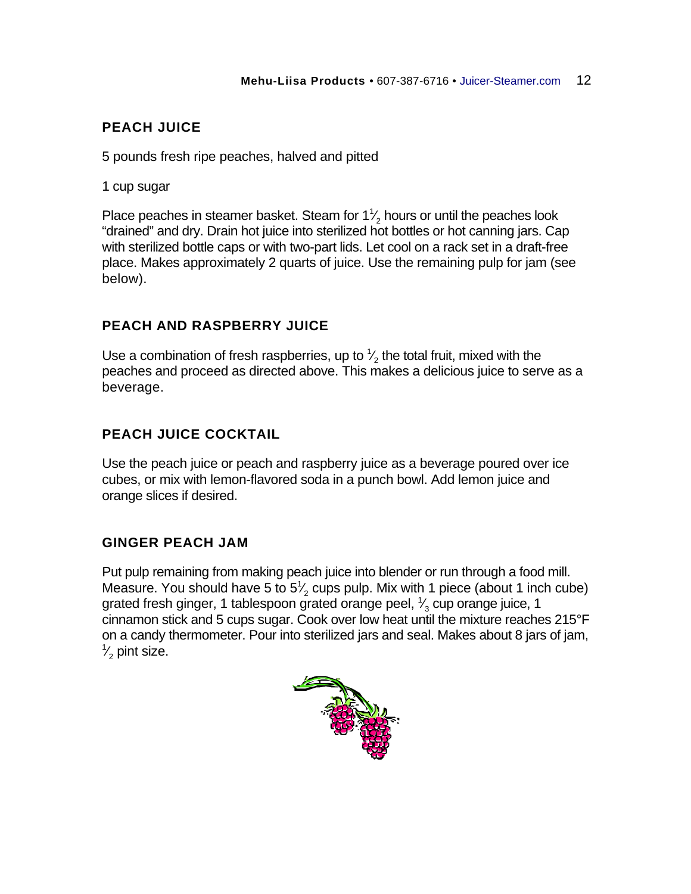## PEACH JUICE

5 pounds fresh ripe peaches, halved and pitted

1 cup sugar

Place peaches in steamer basket. Steam for 1½ hours or until the peaches look "drained" and dry. Drain hot juice into sterilized hot bottles or hot canning jars. Cap with sterilized bottle caps or with two-part lids. Let cool on a rack set in a draft-free place. Makes approximately 2 quarts of juice. Use the remaining pulp for jam (see below).

## PEACH AND RASPBERRY JUICE

Use a combination of fresh raspberries, up to ½ the total fruit, mixed with the peaches and proceed as directed above. This makes a delicious juice to serve as a beverage.

## PEACH JUICE COCKTAIL

Use the peach juice or peach and raspberry juice as a beverage poured over ice cubes, or mix with lemon-flavored soda in a punch bowl. Add lemon juice and orange slices if desired.

## GINGER PEACH JAM

Put pulp remaining from making peach juice into blender or run through a food mill. Measure. You should have 5 to 5½ cups pulp. Mix with 1 piece (about 1 inch cube) grated fresh ginger, 1 tablespoon grated orange peel, ⅓ cup orange juice, 1 cinnamon stick and 5 cups sugar. Cook over low heat until the mixture reaches 215°F on a candy thermometer. Pour into sterilized jars and seal. Makes about 8 jars of jam, ½ pint size.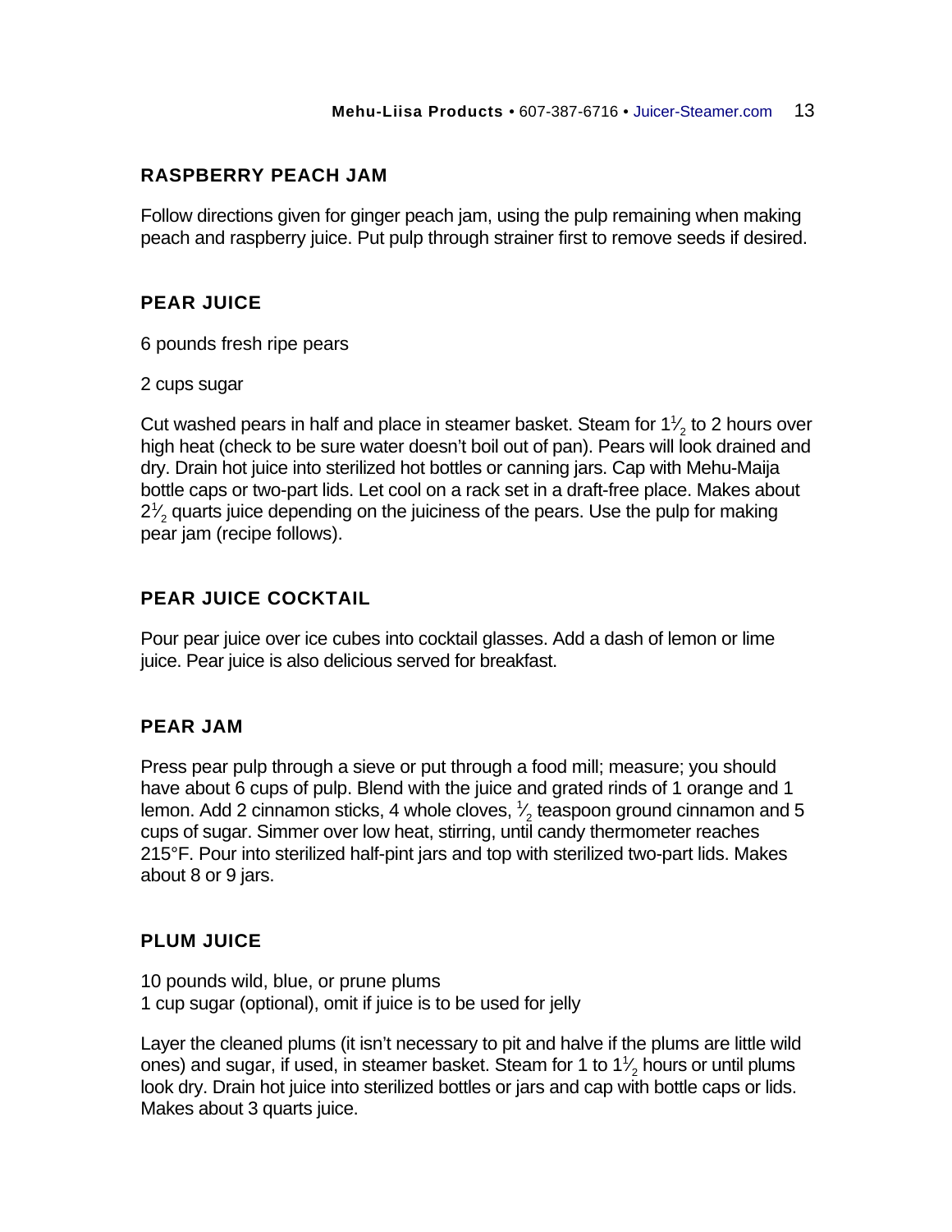## RASPBERRY PEACH JAM

Follow directions given for ginger peach jam, using the pulp remaining when making peach and raspberry juice. Put pulp through strainer first to remove seeds if desired.

## PEAR JUICE

6 pounds fresh ripe pears

2 cups sugar

Cut washed pears in half and place in steamer basket. Steam for 1½ to 2 hours over high heat (check to be sure water doesn't boil out of pan). Pears will look drained and dry. Drain hot juice into sterilized hot bottles or canning jars. Cap with Mehu-Maija bottle caps or two-part lids. Let cool on a rack set in a draft-free place. Makes about 2½ quarts juice depending on the juiciness of the pears. Use the pulp for making pear jam (recipe follows).

## PEAR JUICE COCKTAIL

Pour pear juice over ice cubes into cocktail glasses. Add a dash of lemon or lime juice. Pear juice is also delicious served for breakfast.

## PEAR JAM

Press pear pulp through a sieve or put through a food mill; measure; you should have about 6 cups of pulp. Blend with the juice and grated rinds of 1 orange and 1 lemon. Add 2 cinnamon sticks, 4 whole cloves, ½ teaspoon ground cinnamon and 5 cups of sugar. Simmer over low heat, stirring, until candy thermometer reaches 215°F. Pour into sterilized half-pint jars and top with sterilized two-part lids. Makes about 8 or 9 jars.

## PLUM JUICE

10 pounds wild, blue, or prune plums
1 cup sugar (optional), omit if juice is to be used for jelly

Layer the cleaned plums (it isn't necessary to pit and halve if the plums are little wild ones) and sugar, if used, in steamer basket. Steam for 1 to 1½ hours or until plums look dry. Drain hot juice into sterilized bottles or jars and cap with bottle caps or lids. Makes about 3 quarts juice.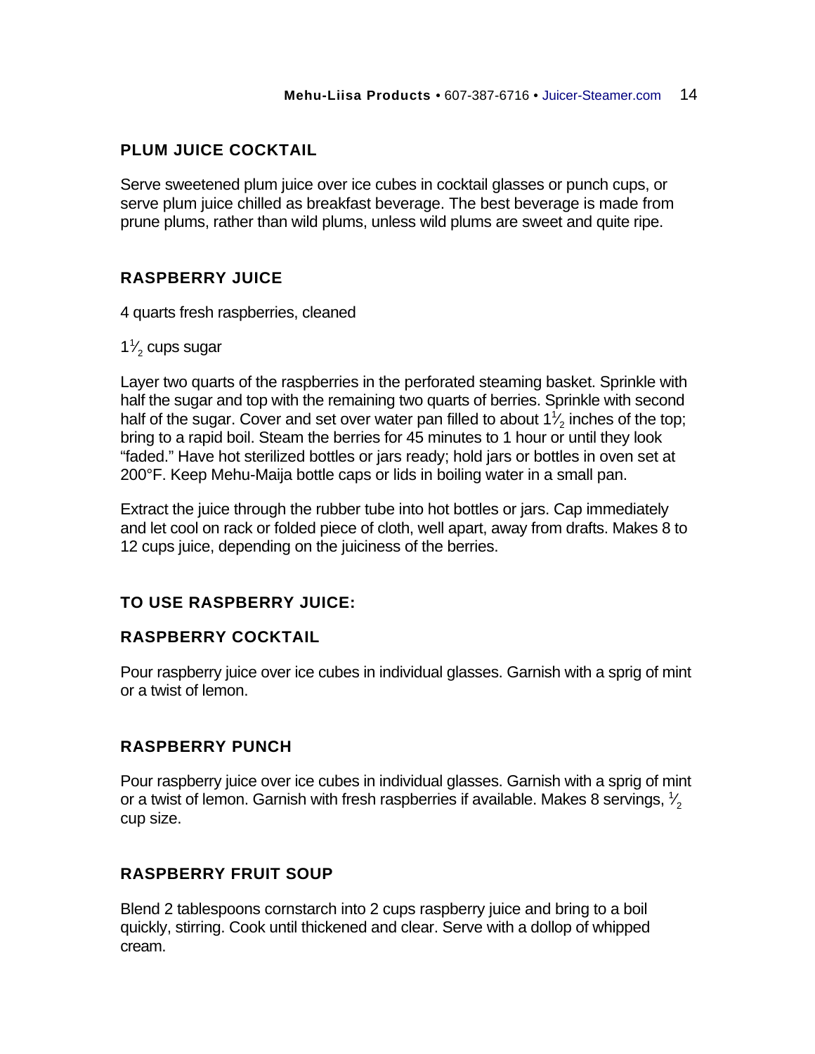## PLUM JUICE COCKTAIL

Serve sweetened plum juice over ice cubes in cocktail glasses or punch cups, or serve plum juice chilled as breakfast beverage. The best beverage is made from prune plums, rather than wild plums, unless wild plums are sweet and quite ripe.

## RASPBERRY JUICE

4 quarts fresh raspberries, cleaned

1½ cups sugar

Layer two quarts of the raspberries in the perforated steaming basket. Sprinkle with half the sugar and top with the remaining two quarts of berries. Sprinkle with second half of the sugar. Cover and set over water pan filled to about 1½ inches of the top; bring to a rapid boil. Steam the berries for 45 minutes to 1 hour or until they look "faded." Have hot sterilized bottles or jars ready; hold jars or bottles in oven set at 200°F. Keep Mehu-Maija bottle caps or lids in boiling water in a small pan.

Extract the juice through the rubber tube into hot bottles or jars. Cap immediately and let cool on rack or folded piece of cloth, well apart, away from drafts. Makes 8 to 12 cups juice, depending on the juiciness of the berries.

## TO USE RASPBERRY JUICE:

## RASPBERRY COCKTAIL

Pour raspberry juice over ice cubes in individual glasses. Garnish with a sprig of mint or a twist of lemon.

## RASPBERRY PUNCH

Pour raspberry juice over ice cubes in individual glasses. Garnish with a sprig of mint or a twist of lemon. Garnish with fresh raspberries if available. Makes 8 servings, ½ cup size.

## RASPBERRY FRUIT SOUP

Blend 2 tablespoons cornstarch into 2 cups raspberry juice and bring to a boil quickly, stirring. Cook until thickened and clear. Serve with a dollop of whipped cream.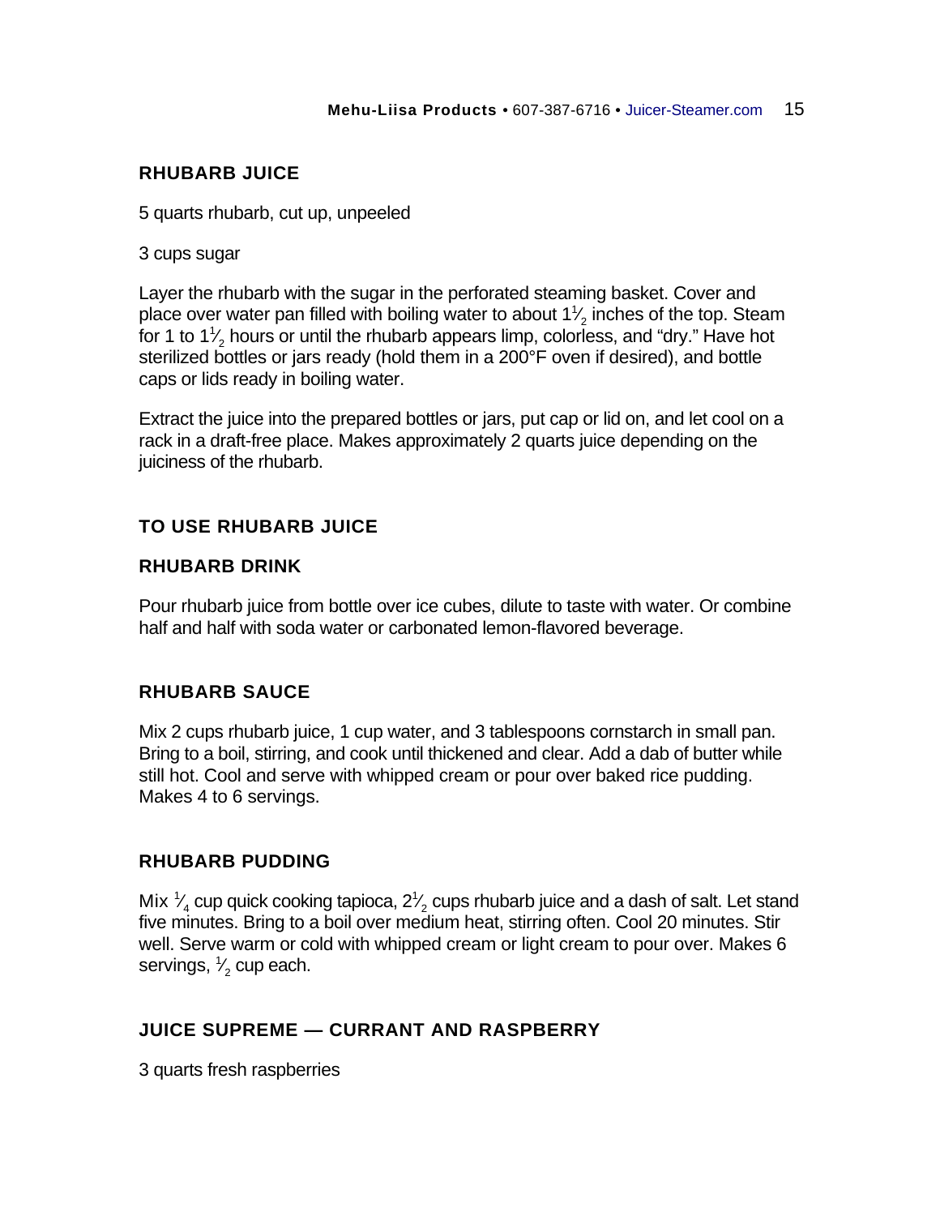## RHUBARB JUICE

5 quarts rhubarb, cut up, unpeeled

3 cups sugar

Layer the rhubarb with the sugar in the perforated steaming basket. Cover and place over water pan filled with boiling water to about 1½ inches of the top. Steam for 1 to 1½ hours or until the rhubarb appears limp, colorless, and "dry." Have hot sterilized bottles or jars ready (hold them in a 200°F oven if desired), and bottle caps or lids ready in boiling water.

Extract the juice into the prepared bottles or jars, put cap or lid on, and let cool on a rack in a draft-free place. Makes approximately 2 quarts juice depending on the juiciness of the rhubarb.

## TO USE RHUBARB JUICE

### RHUBARB DRINK

Pour rhubarb juice from bottle over ice cubes, dilute to taste with water. Or combine half and half with soda water or carbonated lemon-flavored beverage.

### RHUBARB SAUCE

Mix 2 cups rhubarb juice, 1 cup water, and 3 tablespoons cornstarch in small pan. Bring to a boil, stirring, and cook until thickened and clear. Add a dab of butter while still hot. Cool and serve with whipped cream or pour over baked rice pudding. Makes 4 to 6 servings.

### RHUBARB PUDDING

Mix ¼ cup quick cooking tapioca, 2½ cups rhubarb juice and a dash of salt. Let stand five minutes. Bring to a boil over medium heat, stirring often. Cool 20 minutes. Stir well. Serve warm or cold with whipped cream or light cream to pour over. Makes 6 servings, ½ cup each.

## JUICE SUPREME — CURRANT AND RASPBERRY

3 quarts fresh raspberries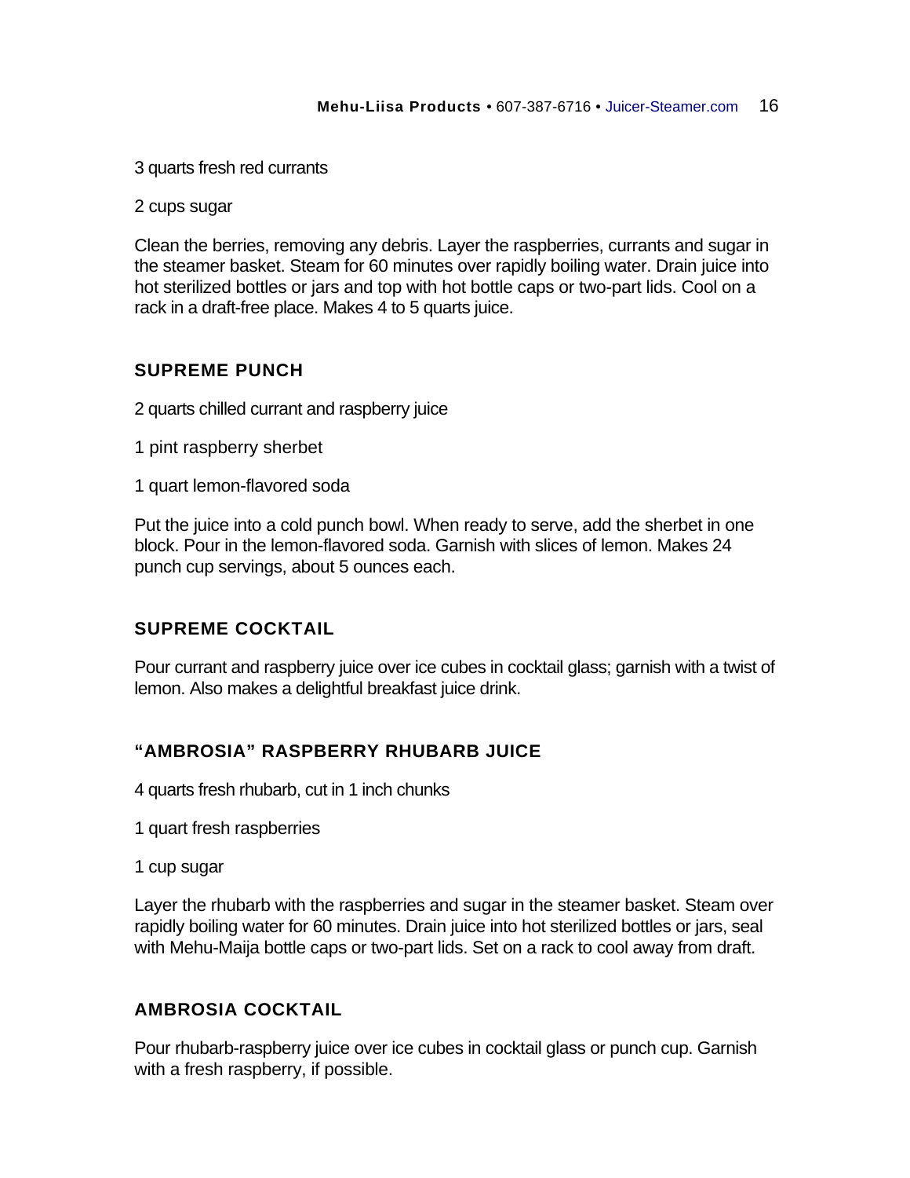3 quarts fresh red currants

2 cups sugar

Clean the berries, removing any debris. Layer the raspberries, currants and sugar in the steamer basket. Steam for 60 minutes over rapidly boiling water. Drain juice into hot sterilized bottles or jars and top with hot bottle caps or two-part lids. Cool on a rack in a draft-free place. Makes 4 to 5 quarts juice.

## SUPREME PUNCH

2 quarts chilled currant and raspberry juice

1 pint raspberry sherbet

1 quart lemon-flavored soda

Put the juice into a cold punch bowl. When ready to serve, add the sherbet in one block. Pour in the lemon-flavored soda. Garnish with slices of lemon. Makes 24 punch cup servings, about 5 ounces each.

## SUPREME COCKTAIL

Pour currant and raspberry juice over ice cubes in cocktail glass; garnish with a twist of lemon. Also makes a delightful breakfast juice drink.

## "AMBROSIA" RASPBERRY RHUBARB JUICE

4 quarts fresh rhubarb, cut in 1 inch chunks

1 quart fresh raspberries

1 cup sugar

Layer the rhubarb with the raspberries and sugar in the steamer basket. Steam over rapidly boiling water for 60 minutes. Drain juice into hot sterilized bottles or jars, seal with Mehu-Maija bottle caps or two-part lids. Set on a rack to cool away from draft.

## AMBROSIA COCKTAIL

Pour rhubarb-raspberry juice over ice cubes in cocktail glass or punch cup. Garnish with a fresh raspberry, if possible.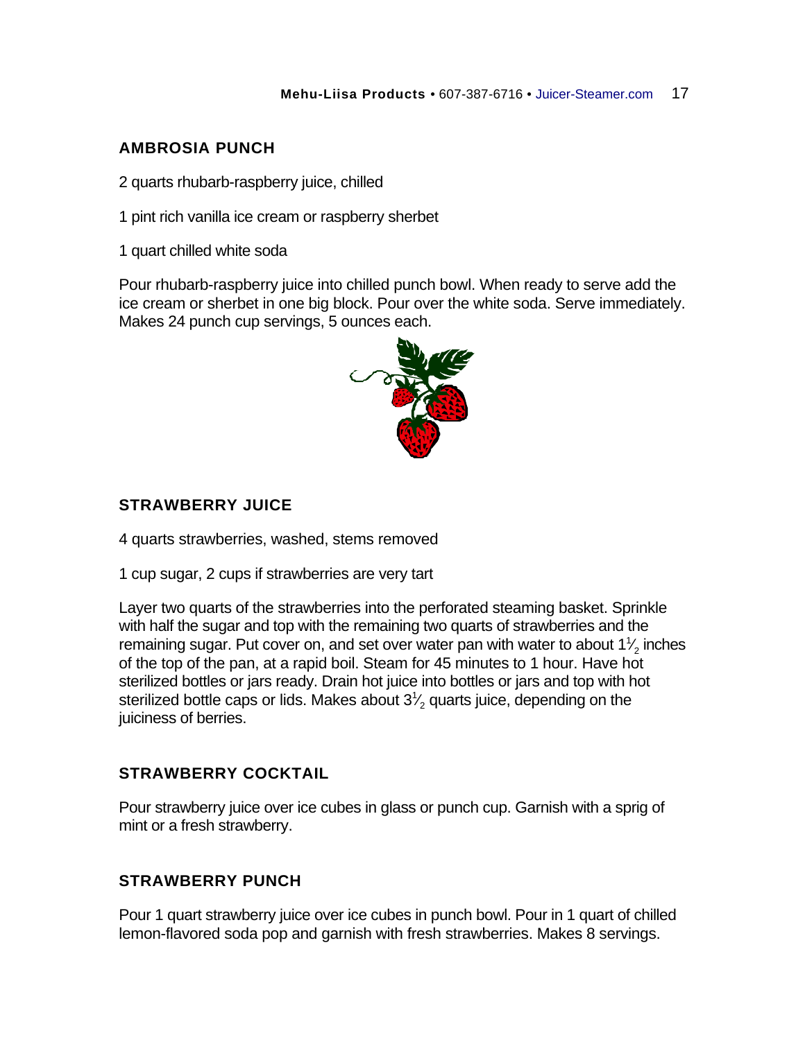## AMBROSIA PUNCH

2 quarts rhubarb-raspberry juice, chilled

1 pint rich vanilla ice cream or raspberry sherbet

1 quart chilled white soda

Pour rhubarb-raspberry juice into chilled punch bowl. When ready to serve add the ice cream or sherbet in one big block. Pour over the white soda. Serve immediately. Makes 24 punch cup servings, 5 ounces each.

## STRAWBERRY JUICE

4 quarts strawberries, washed, stems removed

1 cup sugar, 2 cups if strawberries are very tart

Layer two quarts of the strawberries into the perforated steaming basket. Sprinkle with half the sugar and top with the remaining two quarts of strawberries and the remaining sugar. Put cover on, and set over water pan with water to about 1½ inches of the top of the pan, at a rapid boil. Steam for 45 minutes to 1 hour. Have hot sterilized bottles or jars ready. Drain hot juice into bottles or jars and top with hot sterilized bottle caps or lids. Makes about 3½ quarts juice, depending on the juiciness of berries.

## STRAWBERRY COCKTAIL

Pour strawberry juice over ice cubes in glass or punch cup. Garnish with a sprig of mint or a fresh strawberry.

## STRAWBERRY PUNCH

Pour 1 quart strawberry juice over ice cubes in punch bowl. Pour in 1 quart of chilled lemon-flavored soda pop and garnish with fresh strawberries. Makes 8 servings.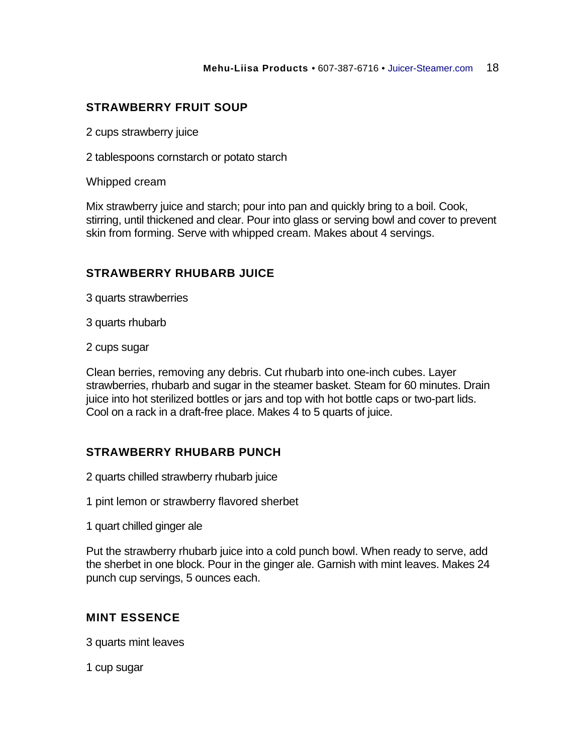### STRAWBERRY FRUIT SOUP

2 cups strawberry juice

2 tablespoons cornstarch or potato starch

Whipped cream

Mix strawberry juice and starch; pour into pan and quickly bring to a boil. Cook, stirring, until thickened and clear. Pour into glass or serving bowl and cover to prevent skin from forming. Serve with whipped cream. Makes about 4 servings.

### STRAWBERRY RHUBARB JUICE

3 quarts strawberries

3 quarts rhubarb

2 cups sugar

Clean berries, removing any debris. Cut rhubarb into one-inch cubes. Layer strawberries, rhubarb and sugar in the steamer basket. Steam for 60 minutes. Drain juice into hot sterilized bottles or jars and top with hot bottle caps or two-part lids. Cool on a rack in a draft-free place. Makes 4 to 5 quarts of juice.

### STRAWBERRY RHUBARB PUNCH

2 quarts chilled strawberry rhubarb juice

1 pint lemon or strawberry flavored sherbet

1 quart chilled ginger ale

Put the strawberry rhubarb juice into a cold punch bowl. When ready to serve, add the sherbet in one block. Pour in the ginger ale. Garnish with mint leaves. Makes 24 punch cup servings, 5 ounces each.

### MINT ESSENCE

3 quarts mint leaves

1 cup sugar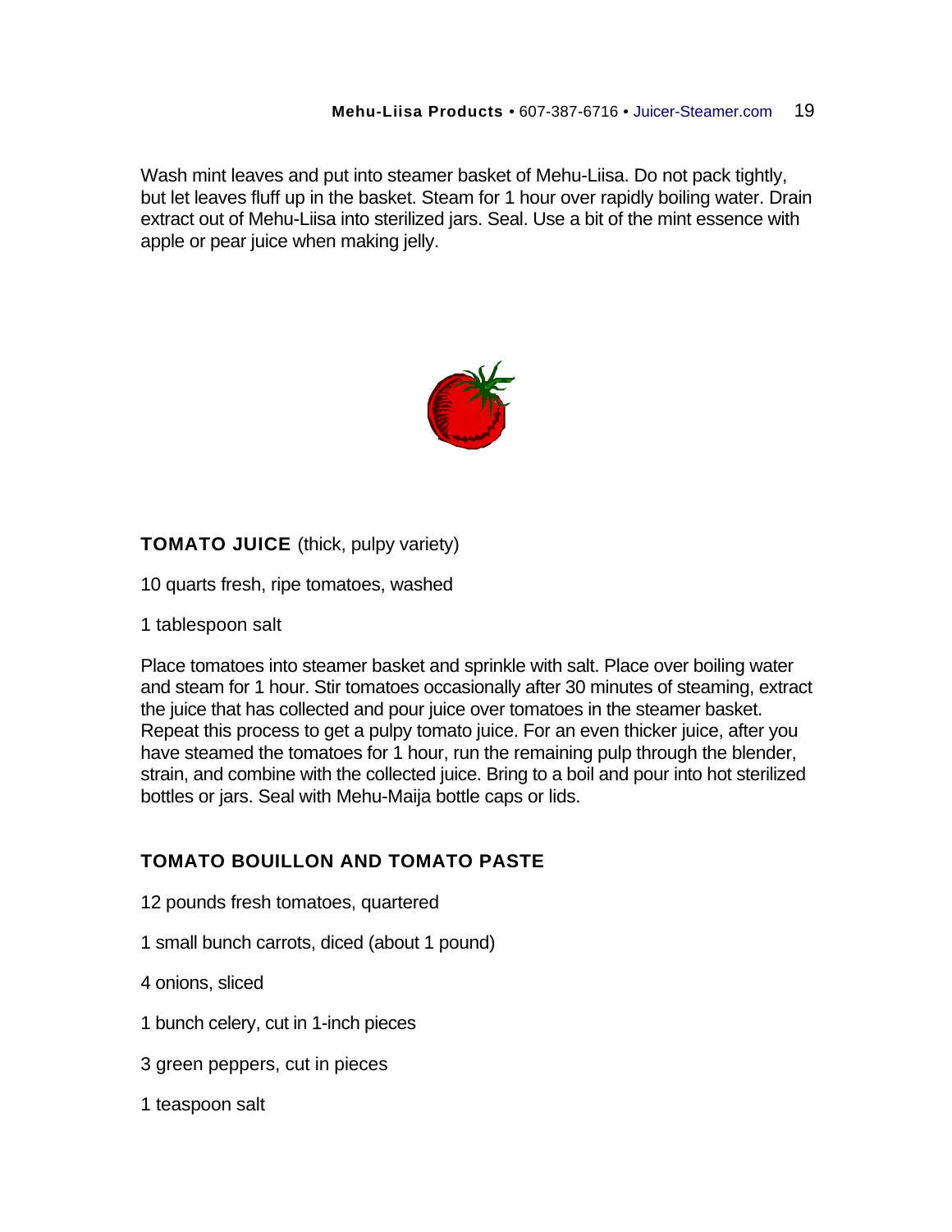Wash mint leaves and put into steamer basket of Mehu-Liisa. Do not pack tightly, but let leaves fluff up in the basket. Steam for 1 hour over rapidly boiling water. Drain extract out of Mehu-Liisa into sterilized jars. Seal. Use a bit of the mint essence with apple or pear juice when making jelly.

**TOMATO JUICE** (thick, pulpy variety)

10 quarts fresh, ripe tomatoes, washed

1 tablespoon salt

Place tomatoes into steamer basket and sprinkle with salt. Place over boiling water and steam for 1 hour. Stir tomatoes occasionally after 30 minutes of steaming, extract the juice that has collected and pour juice over tomatoes in the steamer basket. Repeat this process to get a pulpy tomato juice. For an even thicker juice, after you have steamed the tomatoes for 1 hour, run the remaining pulp through the blender, strain, and combine with the collected juice. Bring to a boil and pour into hot sterilized bottles or jars. Seal with Mehu-Maija bottle caps or lids.

**TOMATO BOUILLON AND TOMATO PASTE**

12 pounds fresh tomatoes, quartered

1 small bunch carrots, diced (about 1 pound)

4 onions, sliced

1 bunch celery, cut in 1-inch pieces

3 green peppers, cut in pieces

1 teaspoon salt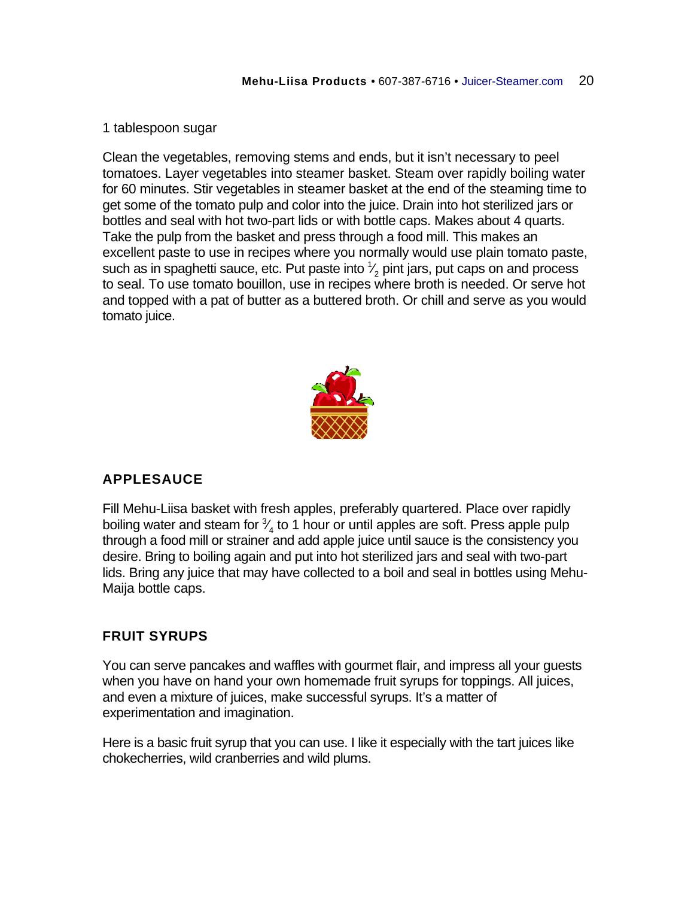1 tablespoon sugar

Clean the vegetables, removing stems and ends, but it isn't necessary to peel tomatoes. Layer vegetables into steamer basket. Steam over rapidly boiling water for 60 minutes. Stir vegetables in steamer basket at the end of the steaming time to get some of the tomato pulp and color into the juice. Drain into hot sterilized jars or bottles and seal with hot two-part lids or with bottle caps. Makes about 4 quarts. Take the pulp from the basket and press through a food mill. This makes an excellent paste to use in recipes where you normally would use plain tomato paste, such as in spaghetti sauce, etc. Put paste into ½ pint jars, put caps on and process to seal. To use tomato bouillon, use in recipes where broth is needed. Or serve hot and topped with a pat of butter as a buttered broth. Or chill and serve as you would tomato juice.

## APPLESAUCE

Fill Mehu-Liisa basket with fresh apples, preferably quartered. Place over rapidly boiling water and steam for ¾ to 1 hour or until apples are soft. Press apple pulp through a food mill or strainer and add apple juice until sauce is the consistency you desire. Bring to boiling again and put into hot sterilized jars and seal with two-part lids. Bring any juice that may have collected to a boil and seal in bottles using Mehu-Maija bottle caps.

## FRUIT SYRUPS

You can serve pancakes and waffles with gourmet flair, and impress all your guests when you have on hand your own homemade fruit syrups for toppings. All juices, and even a mixture of juices, make successful syrups. It's a matter of experimentation and imagination.

Here is a basic fruit syrup that you can use. I like it especially with the tart juices like chokecherries, wild cranberries and wild plums.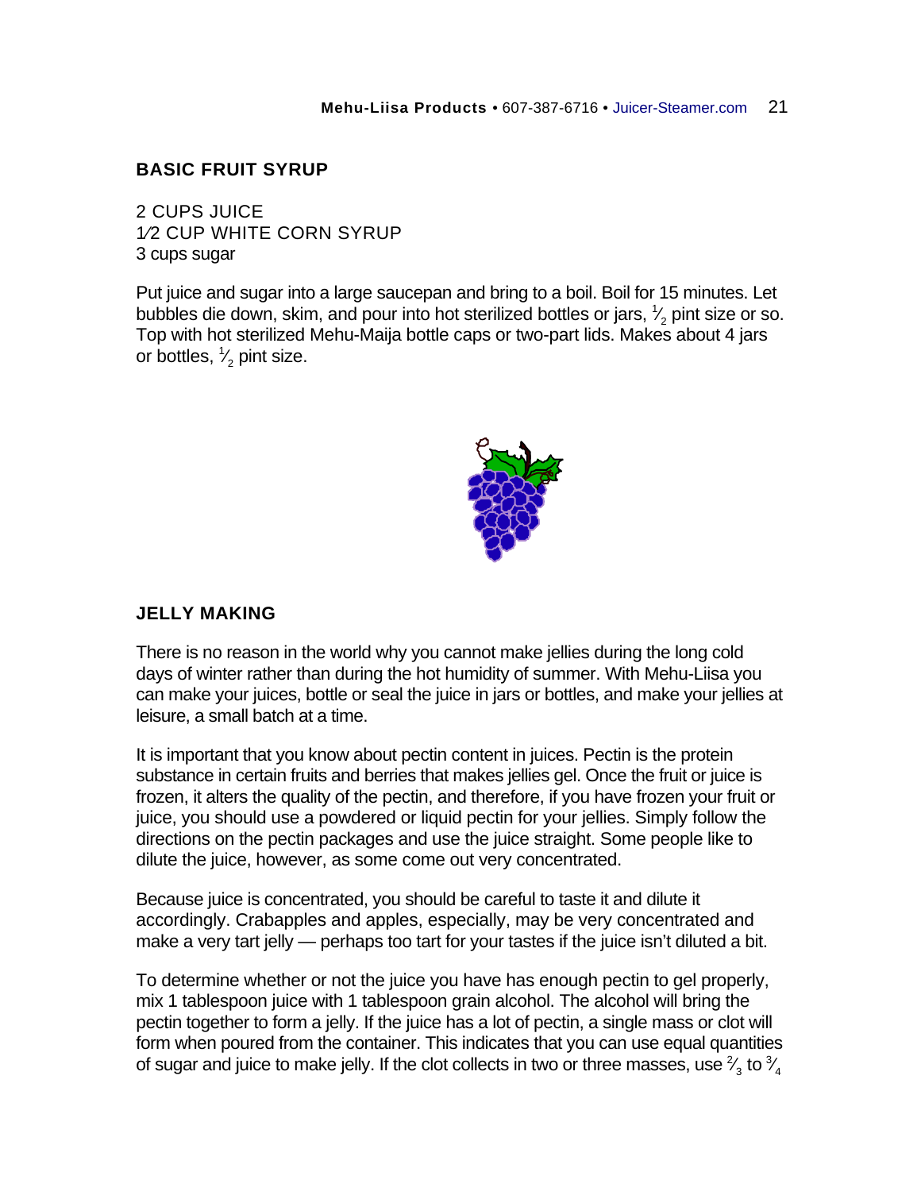## BASIC FRUIT SYRUP

2 CUPS JUICE
1⁄2 CUP WHITE CORN SYRUP
3 cups sugar

Put juice and sugar into a large saucepan and bring to a boil. Boil for 15 minutes. Let bubbles die down, skim, and pour into hot sterilized bottles or jars, $\frac{1}{2}$ pint size or so. Top with hot sterilized Mehu-Maija bottle caps or two-part lids. Makes about 4 jars or bottles, $\frac{1}{2}$ pint size.

## JELLY MAKING

There is no reason in the world why you cannot make jellies during the long cold days of winter rather than during the hot humidity of summer. With Mehu-Liisa you can make your juices, bottle or seal the juice in jars or bottles, and make your jellies at leisure, a small batch at a time.

It is important that you know about pectin content in juices. Pectin is the protein substance in certain fruits and berries that makes jellies gel. Once the fruit or juice is frozen, it alters the quality of the pectin, and therefore, if you have frozen your fruit or juice, you should use a powdered or liquid pectin for your jellies. Simply follow the directions on the pectin packages and use the juice straight. Some people like to dilute the juice, however, as some come out very concentrated.

Because juice is concentrated, you should be careful to taste it and dilute it accordingly. Crabapples and apples, especially, may be very concentrated and make a very tart jelly — perhaps too tart for your tastes if the juice isn't diluted a bit.

To determine whether or not the juice you have has enough pectin to gel properly, mix 1 tablespoon juice with 1 tablespoon grain alcohol. The alcohol will bring the pectin together to form a jelly. If the juice has a lot of pectin, a single mass or clot will form when poured from the container. This indicates that you can use equal quantities of sugar and juice to make jelly. If the clot collects in two or three masses, use $\frac{2}{3}$ to $\frac{3}{4}$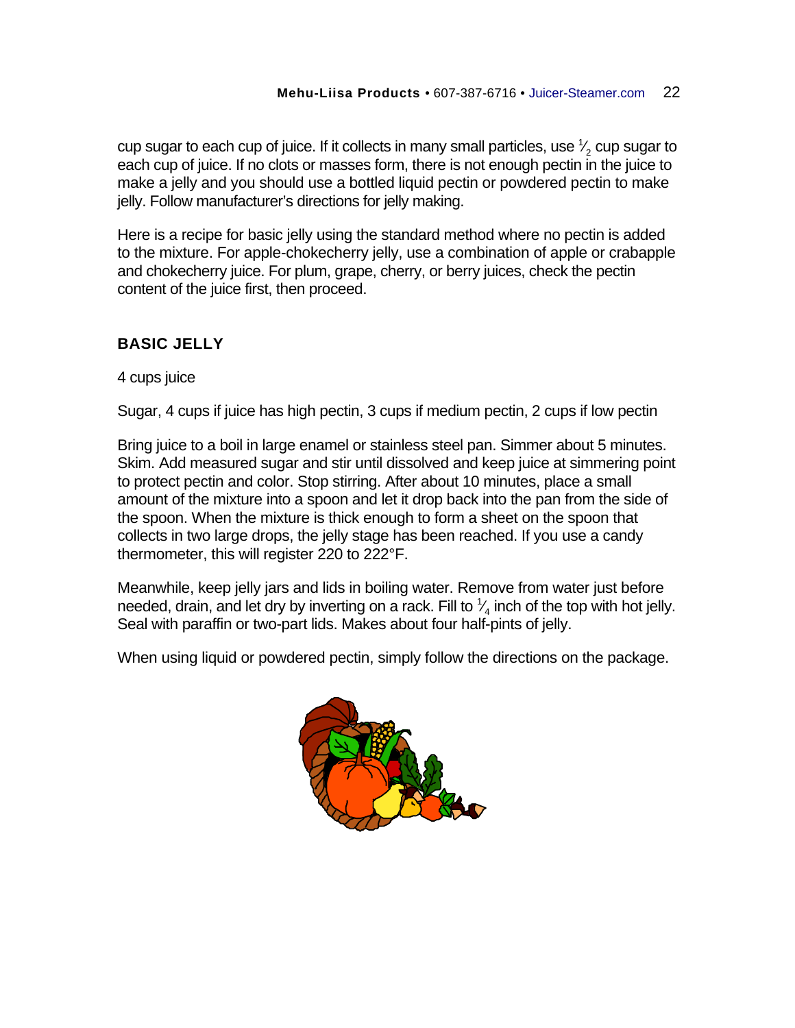cup sugar to each cup of juice. If it collects in many small particles, use ½ cup sugar to each cup of juice. If no clots or masses form, there is not enough pectin in the juice to make a jelly and you should use a bottled liquid pectin or powdered pectin to make jelly. Follow manufacturer's directions for jelly making.

Here is a recipe for basic jelly using the standard method where no pectin is added to the mixture. For apple-chokecherry jelly, use a combination of apple or crabapple and chokecherry juice. For plum, grape, cherry, or berry juices, check the pectin content of the juice first, then proceed.

## BASIC JELLY

4 cups juice

Sugar, 4 cups if juice has high pectin, 3 cups if medium pectin, 2 cups if low pectin

Bring juice to a boil in large enamel or stainless steel pan. Simmer about 5 minutes. Skim. Add measured sugar and stir until dissolved and keep juice at simmering point to protect pectin and color. Stop stirring. After about 10 minutes, place a small amount of the mixture into a spoon and let it drop back into the pan from the side of the spoon. When the mixture is thick enough to form a sheet on the spoon that collects in two large drops, the jelly stage has been reached. If you use a candy thermometer, this will register 220 to 222°F.

Meanwhile, keep jelly jars and lids in boiling water. Remove from water just before needed, drain, and let dry by inverting on a rack. Fill to ¼ inch of the top with hot jelly. Seal with paraffin or two-part lids. Makes about four half-pints of jelly.

When using liquid or powdered pectin, simply follow the directions on the package.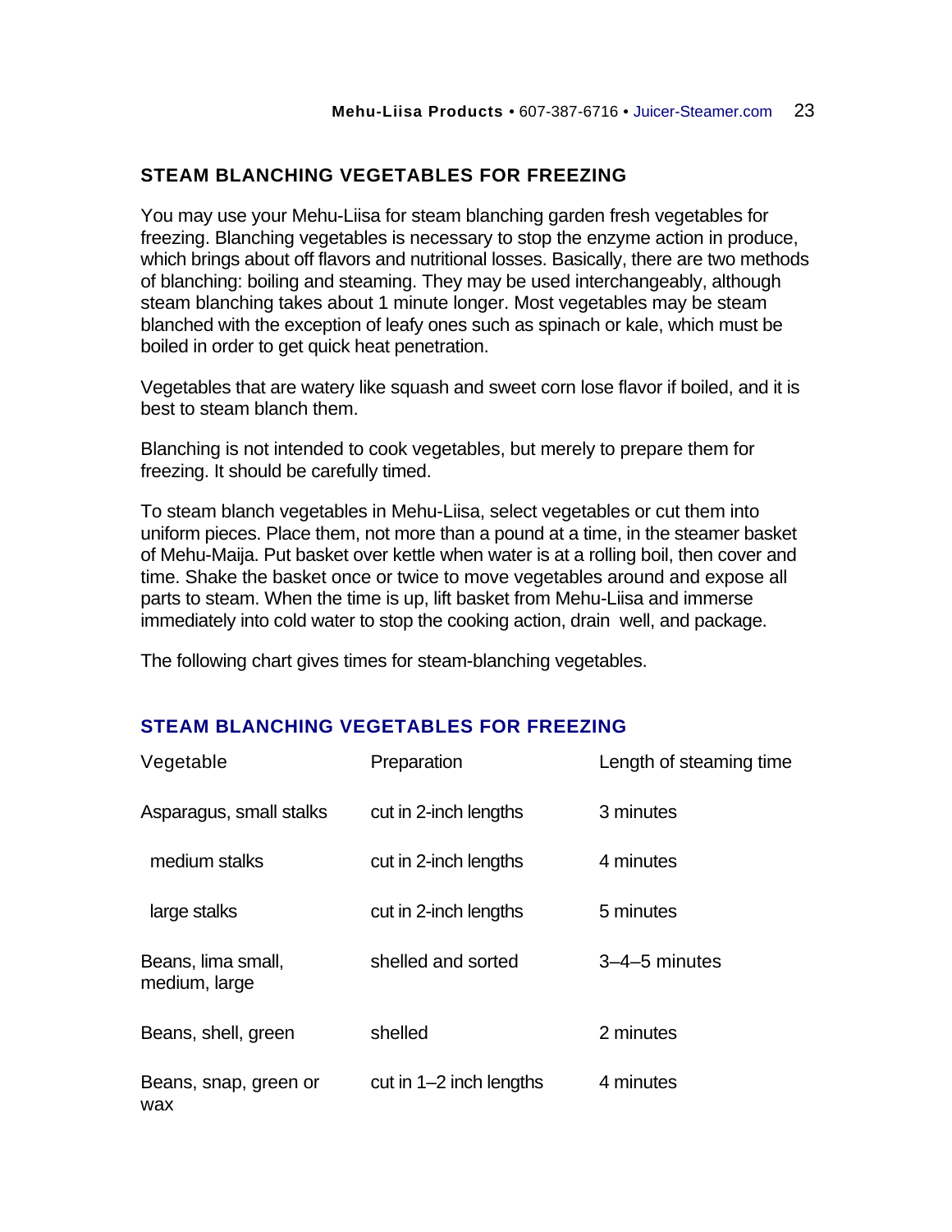## STEAM BLANCHING VEGETABLES FOR FREEZING

You may use your Mehu-Liisa for steam blanching garden fresh vegetables for freezing. Blanching vegetables is necessary to stop the enzyme action in produce, which brings about off flavors and nutritional losses. Basically, there are two methods of blanching: boiling and steaming. They may be used interchangeably, although steam blanching takes about 1 minute longer. Most vegetables may be steam blanched with the exception of leafy ones such as spinach or kale, which must be boiled in order to get quick heat penetration.

Vegetables that are watery like squash and sweet corn lose flavor if boiled, and it is best to steam blanch them.

Blanching is not intended to cook vegetables, but merely to prepare them for freezing. It should be carefully timed.

To steam blanch vegetables in Mehu-Liisa, select vegetables or cut them into uniform pieces. Place them, not more than a pound at a time, in the steamer basket of Mehu-Maija. Put basket over kettle when water is at a rolling boil, then cover and time. Shake the basket once or twice to move vegetables around and expose all parts to steam. When the time is up, lift basket from Mehu-Liisa and immerse immediately into cold water to stop the cooking action, drain well, and package.

The following chart gives times for steam-blanching vegetables.

### STEAM BLANCHING VEGETABLES FOR FREEZING

| Vegetable | Preparation | Length of steaming time |
|---|---|---|
| Asparagus, small stalks | cut in 2-inch lengths | 3 minutes |
| medium stalks | cut in 2-inch lengths | 4 minutes |
| large stalks | cut in 2-inch lengths | 5 minutes |
| Beans, lima small, medium, large | shelled and sorted | 3–4–5 minutes |
| Beans, shell, green | shelled | 2 minutes |
| Beans, snap, green or wax | cut in 1–2 inch lengths | 4 minutes |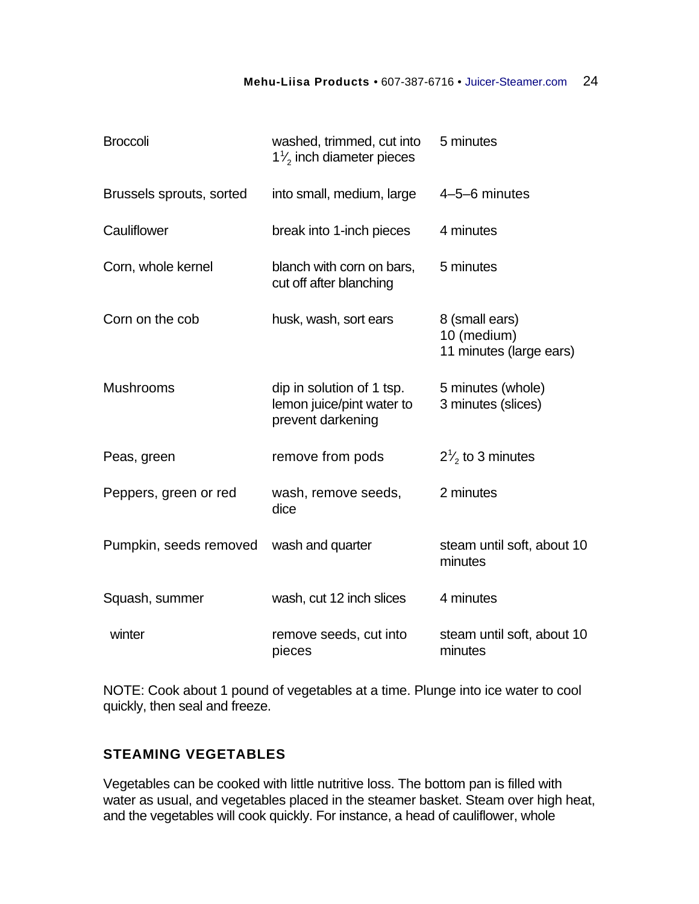| | | |
|---|---|---|
| Broccoli | washed, trimmed, cut into $1\frac{1}{2}$ inch diameter pieces | 5 minutes |
| Brussels sprouts, sorted | into small, medium, large | 4–5–6 minutes |
| Cauliflower | break into 1-inch pieces | 4 minutes |
| Corn, whole kernel | blanch with corn on bars, cut off after blanching | 5 minutes |
| Corn on the cob | husk, wash, sort ears | 8 (small ears)<br>10 (medium)<br>11 minutes (large ears) |
| Mushrooms | dip in solution of 1 tsp. lemon juice/pint water to prevent darkening | 5 minutes (whole)<br>3 minutes (slices) |
| Peas, green | remove from pods | $2\frac{1}{2}$ to 3 minutes |
| Peppers, green or red | wash, remove seeds, dice | 2 minutes |
| Pumpkin, seeds removed | wash and quarter | steam until soft, about 10 minutes |
| Squash, summer | wash, cut 12 inch slices | 4 minutes |
| winter | remove seeds, cut into pieces | steam until soft, about 10 minutes |

NOTE: Cook about 1 pound of vegetables at a time. Plunge into ice water to cool quickly, then seal and freeze.

### STEAMING VEGETABLES

Vegetables can be cooked with little nutritive loss. The bottom pan is filled with water as usual, and vegetables placed in the steamer basket. Steam over high heat, and the vegetables will cook quickly. For instance, a head of cauliflower, whole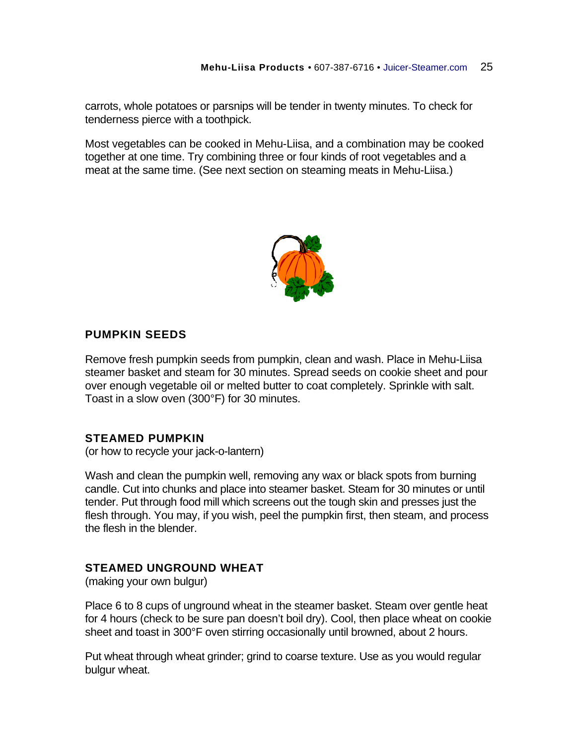carrots, whole potatoes or parsnips will be tender in twenty minutes. To check for tenderness pierce with a toothpick.

Most vegetables can be cooked in Mehu-Liisa, and a combination may be cooked together at one time. Try combining three or four kinds of root vegetables and a meat at the same time. (See next section on steaming meats in Mehu-Liisa.)

### PUMPKIN SEEDS

Remove fresh pumpkin seeds from pumpkin, clean and wash. Place in Mehu-Liisa steamer basket and steam for 30 minutes. Spread seeds on cookie sheet and pour over enough vegetable oil or melted butter to coat completely. Sprinkle with salt. Toast in a slow oven (300°F) for 30 minutes.

### STEAMED PUMPKIN

(or how to recycle your jack-o-lantern)

Wash and clean the pumpkin well, removing any wax or black spots from burning candle. Cut into chunks and place into steamer basket. Steam for 30 minutes or until tender. Put through food mill which screens out the tough skin and presses just the flesh through. You may, if you wish, peel the pumpkin first, then steam, and process the flesh in the blender.

### STEAMED UNGROUND WHEAT

(making your own bulgur)

Place 6 to 8 cups of unground wheat in the steamer basket. Steam over gentle heat for 4 hours (check to be sure pan doesn't boil dry). Cool, then place wheat on cookie sheet and toast in 300°F oven stirring occasionally until browned, about 2 hours.

Put wheat through wheat grinder; grind to coarse texture. Use as you would regular bulgur wheat.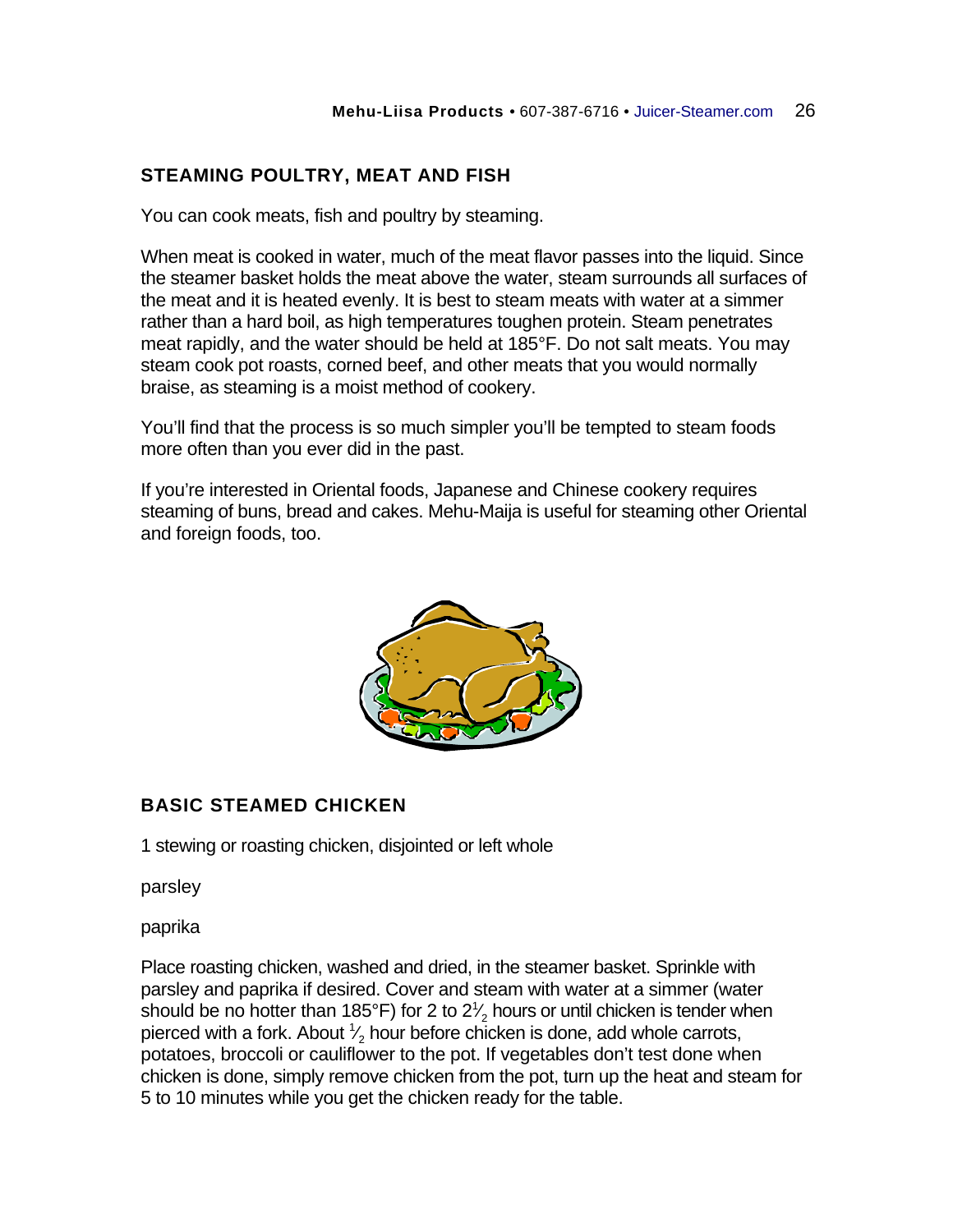## STEAMING POULTRY, MEAT AND FISH

You can cook meats, fish and poultry by steaming.

When meat is cooked in water, much of the meat flavor passes into the liquid. Since the steamer basket holds the meat above the water, steam surrounds all surfaces of the meat and it is heated evenly. It is best to steam meats with water at a simmer rather than a hard boil, as high temperatures toughen protein. Steam penetrates meat rapidly, and the water should be held at 185°F. Do not salt meats. You may steam cook pot roasts, corned beef, and other meats that you would normally braise, as steaming is a moist method of cookery.

You'll find that the process is so much simpler you'll be tempted to steam foods more often than you ever did in the past.

If you're interested in Oriental foods, Japanese and Chinese cookery requires steaming of buns, bread and cakes. Mehu-Maija is useful for steaming other Oriental and foreign foods, too.

## BASIC STEAMED CHICKEN

1 stewing or roasting chicken, disjointed or left whole

parsley

paprika

Place roasting chicken, washed and dried, in the steamer basket. Sprinkle with parsley and paprika if desired. Cover and steam with water at a simmer (water should be no hotter than 185°F) for 2 to 2½ hours or until chicken is tender when pierced with a fork. About ½ hour before chicken is done, add whole carrots, potatoes, broccoli or cauliflower to the pot. If vegetables don't test done when chicken is done, simply remove chicken from the pot, turn up the heat and steam for 5 to 10 minutes while you get the chicken ready for the table.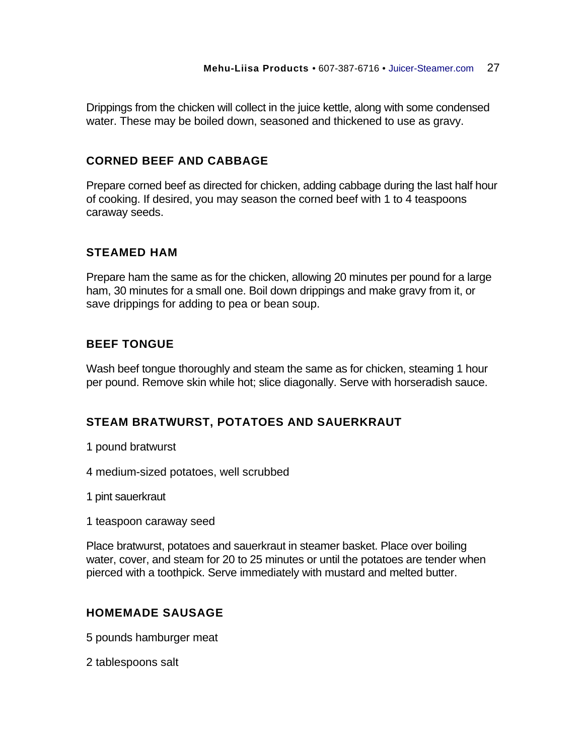Drippings from the chicken will collect in the juice kettle, along with some condensed water. These may be boiled down, seasoned and thickened to use as gravy.

### CORNED BEEF AND CABBAGE

Prepare corned beef as directed for chicken, adding cabbage during the last half hour of cooking. If desired, you may season the corned beef with 1 to 4 teaspoons caraway seeds.

### STEAMED HAM

Prepare ham the same as for the chicken, allowing 20 minutes per pound for a large ham, 30 minutes for a small one. Boil down drippings and make gravy from it, or save drippings for adding to pea or bean soup.

### BEEF TONGUE

Wash beef tongue thoroughly and steam the same as for chicken, steaming 1 hour per pound. Remove skin while hot; slice diagonally. Serve with horseradish sauce.

### STEAM BRATWURST, POTATOES AND SAUERKRAUT

1 pound bratwurst

4 medium-sized potatoes, well scrubbed

1 pint sauerkraut

1 teaspoon caraway seed

Place bratwurst, potatoes and sauerkraut in steamer basket. Place over boiling water, cover, and steam for 20 to 25 minutes or until the potatoes are tender when pierced with a toothpick. Serve immediately with mustard and melted butter.

### HOMEMADE SAUSAGE

5 pounds hamburger meat

2 tablespoons salt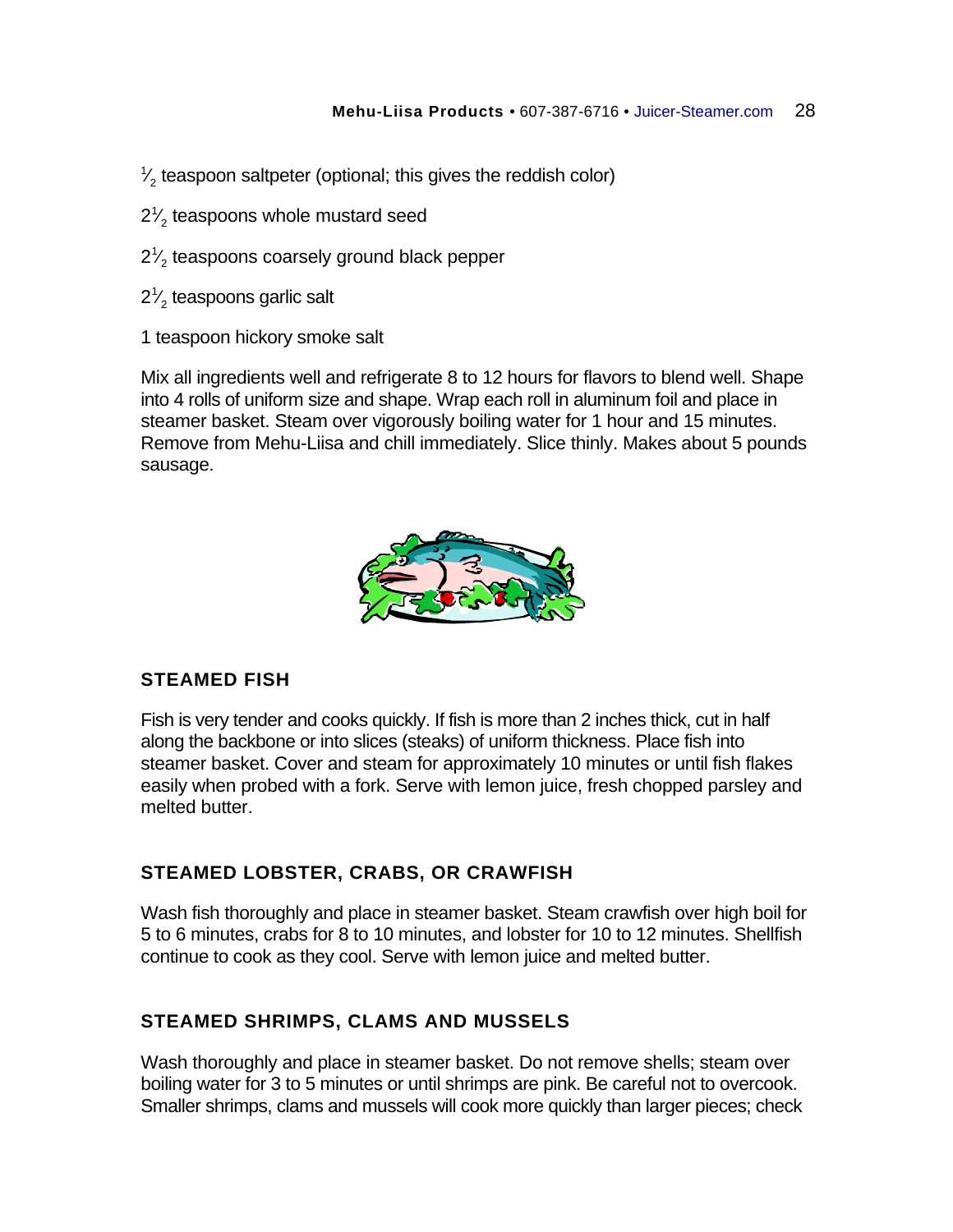½ teaspoon saltpeter (optional; this gives the reddish color)

2½ teaspoons whole mustard seed

2½ teaspoons coarsely ground black pepper

2½ teaspoons garlic salt

1 teaspoon hickory smoke salt

Mix all ingredients well and refrigerate 8 to 12 hours for flavors to blend well. Shape into 4 rolls of uniform size and shape. Wrap each roll in aluminum foil and place in steamer basket. Steam over vigorously boiling water for 1 hour and 15 minutes. Remove from Mehu-Liisa and chill immediately. Slice thinly. Makes about 5 pounds sausage.

### STEAMED FISH

Fish is very tender and cooks quickly. If fish is more than 2 inches thick, cut in half along the backbone or into slices (steaks) of uniform thickness. Place fish into steamer basket. Cover and steam for approximately 10 minutes or until fish flakes easily when probed with a fork. Serve with lemon juice, fresh chopped parsley and melted butter.

### STEAMED LOBSTER, CRABS, OR CRAWFISH

Wash fish thoroughly and place in steamer basket. Steam crawfish over high boil for 5 to 6 minutes, crabs for 8 to 10 minutes, and lobster for 10 to 12 minutes. Shellfish continue to cook as they cool. Serve with lemon juice and melted butter.

### STEAMED SHRIMPS, CLAMS AND MUSSELS

Wash thoroughly and place in steamer basket. Do not remove shells; steam over boiling water for 3 to 5 minutes or until shrimps are pink. Be careful not to overcook. Smaller shrimps, clams and mussels will cook more quickly than larger pieces; check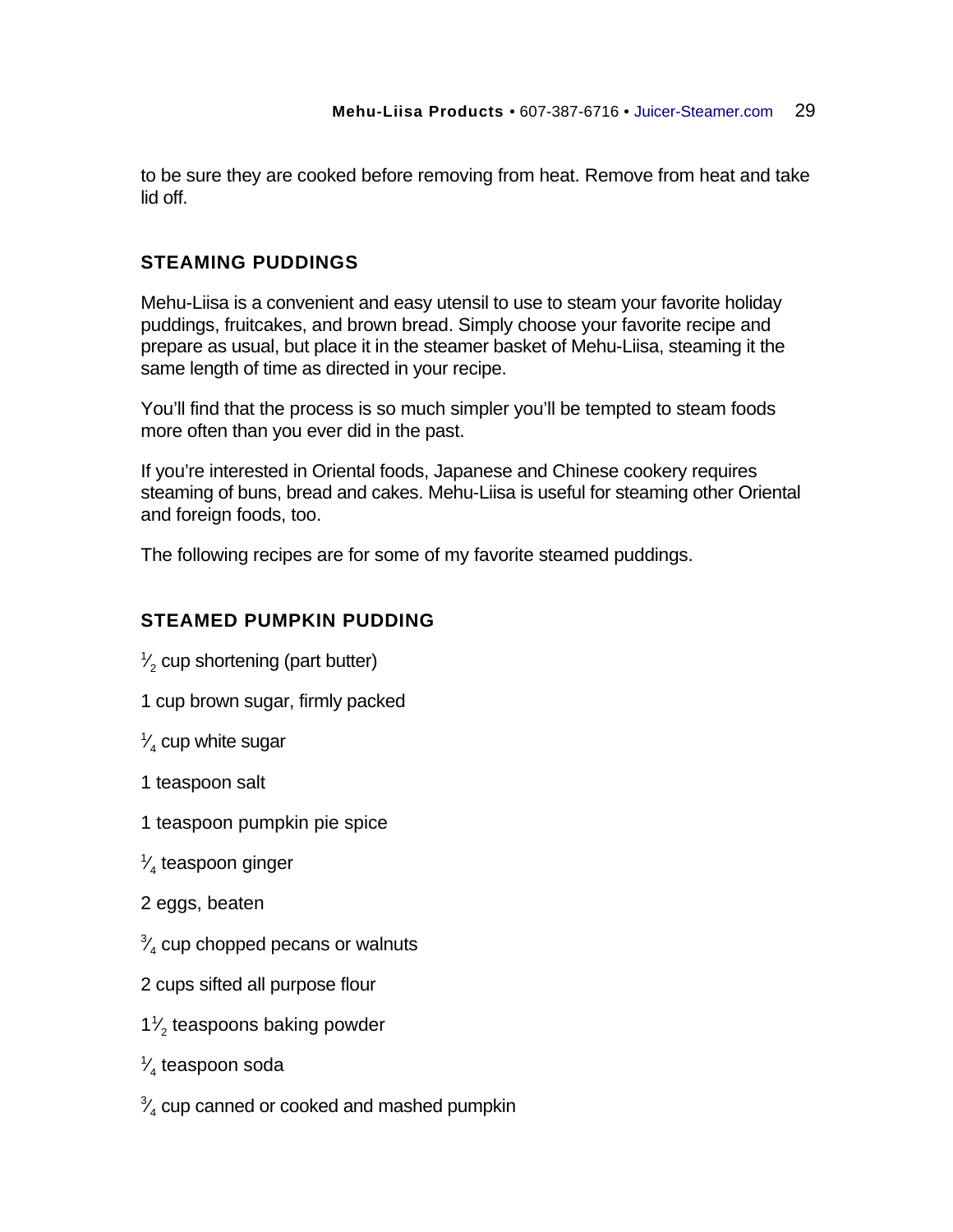to be sure they are cooked before removing from heat. Remove from heat and take lid off.

## STEAMING PUDDINGS

Mehu-Liisa is a convenient and easy utensil to use to steam your favorite holiday puddings, fruitcakes, and brown bread. Simply choose your favorite recipe and prepare as usual, but place it in the steamer basket of Mehu-Liisa, steaming it the same length of time as directed in your recipe.

You'll find that the process is so much simpler you'll be tempted to steam foods more often than you ever did in the past.

If you're interested in Oriental foods, Japanese and Chinese cookery requires steaming of buns, bread and cakes. Mehu-Liisa is useful for steaming other Oriental and foreign foods, too.

The following recipes are for some of my favorite steamed puddings.

## STEAMED PUMPKIN PUDDING

½ cup shortening (part butter)

1 cup brown sugar, firmly packed

¼ cup white sugar

1 teaspoon salt

1 teaspoon pumpkin pie spice

¼ teaspoon ginger

2 eggs, beaten

¾ cup chopped pecans or walnuts

2 cups sifted all purpose flour

1½ teaspoons baking powder

¼ teaspoon soda

¾ cup canned or cooked and mashed pumpkin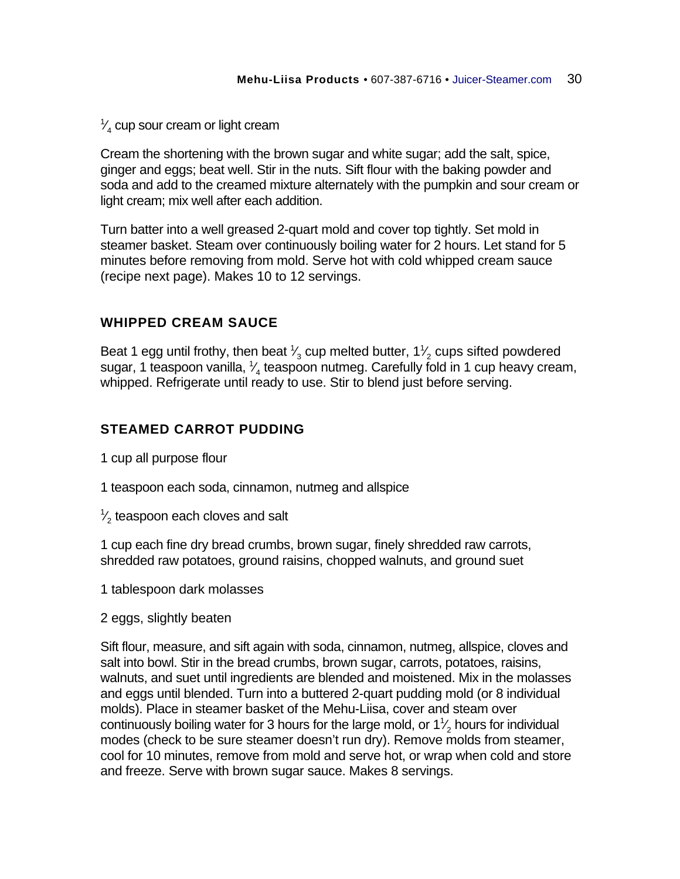$\frac{1}{4}$ cup sour cream or light cream

Cream the shortening with the brown sugar and white sugar; add the salt, spice, ginger and eggs; beat well. Stir in the nuts. Sift flour with the baking powder and soda and add to the creamed mixture alternately with the pumpkin and sour cream or light cream; mix well after each addition.

Turn batter into a well greased 2-quart mold and cover top tightly. Set mold in steamer basket. Steam over continuously boiling water for 2 hours. Let stand for 5 minutes before removing from mold. Serve hot with cold whipped cream sauce (recipe next page). Makes 10 to 12 servings.

### WHIPPED CREAM SAUCE

Beat 1 egg until frothy, then beat $\frac{1}{3}$ cup melted butter, $1\frac{1}{2}$ cups sifted powdered sugar, 1 teaspoon vanilla, $\frac{1}{4}$ teaspoon nutmeg. Carefully fold in 1 cup heavy cream, whipped. Refrigerate until ready to use. Stir to blend just before serving.

### STEAMED CARROT PUDDING

1 cup all purpose flour

1 teaspoon each soda, cinnamon, nutmeg and allspice

$\frac{1}{2}$ teaspoon each cloves and salt

1 cup each fine dry bread crumbs, brown sugar, finely shredded raw carrots, shredded raw potatoes, ground raisins, chopped walnuts, and ground suet

1 tablespoon dark molasses

2 eggs, slightly beaten

Sift flour, measure, and sift again with soda, cinnamon, nutmeg, allspice, cloves and salt into bowl. Stir in the bread crumbs, brown sugar, carrots, potatoes, raisins, walnuts, and suet until ingredients are blended and moistened. Mix in the molasses and eggs until blended. Turn into a buttered 2-quart pudding mold (or 8 individual molds). Place in steamer basket of the Mehu-Liisa, cover and steam over continuously boiling water for 3 hours for the large mold, or $1\frac{1}{2}$ hours for individual modes (check to be sure steamer doesn't run dry). Remove molds from steamer, cool for 10 minutes, remove from mold and serve hot, or wrap when cold and store and freeze. Serve with brown sugar sauce. Makes 8 servings.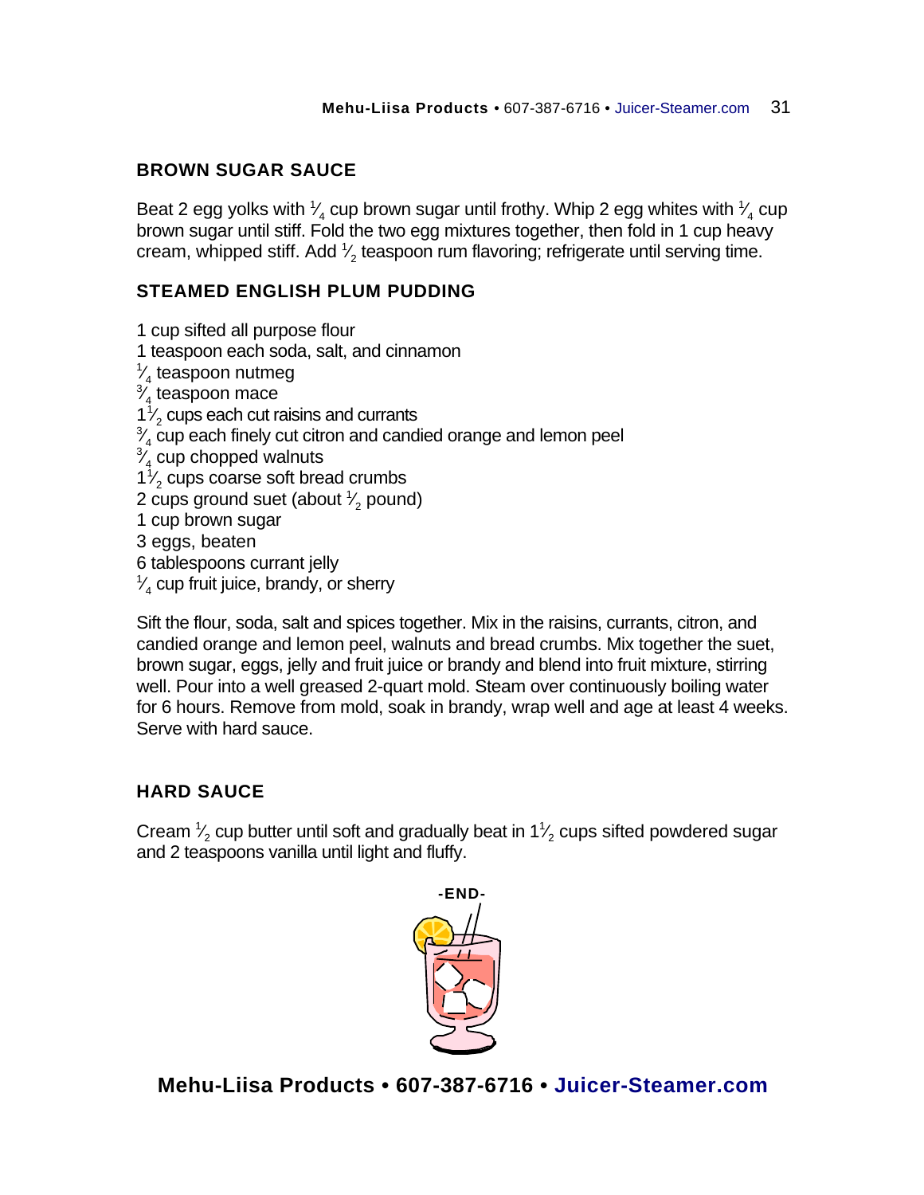## BROWN SUGAR SAUCE

Beat 2 egg yolks with ¼ cup brown sugar until frothy. Whip 2 egg whites with ¼ cup brown sugar until stiff. Fold the two egg mixtures together, then fold in 1 cup heavy cream, whipped stiff. Add ½ teaspoon rum flavoring; refrigerate until serving time.

## STEAMED ENGLISH PLUM PUDDING

1 cup sifted all purpose flour
1 teaspoon each soda, salt, and cinnamon
¼ teaspoon nutmeg
¾ teaspoon mace
1½ cups each cut raisins and currants
¾ cup each finely cut citron and candied orange and lemon peel
¾ cup chopped walnuts
1½ cups coarse soft bread crumbs
2 cups ground suet (about ½ pound)
1 cup brown sugar
3 eggs, beaten
6 tablespoons currant jelly
¼ cup fruit juice, brandy, or sherry

Sift the flour, soda, salt and spices together. Mix in the raisins, currants, citron, and candied orange and lemon peel, walnuts and bread crumbs. Mix together the suet, brown sugar, eggs, jelly and fruit juice or brandy and blend into fruit mixture, stirring well. Pour into a well greased 2-quart mold. Steam over continuously boiling water for 6 hours. Remove from mold, soak in brandy, wrap well and age at least 4 weeks. Serve with hard sauce.

## HARD SAUCE

Cream ½ cup butter until soft and gradually beat in 1½ cups sifted powdered sugar and 2 teaspoons vanilla until light and fluffy.

**-END-**

**Mehu-Liisa Products • 607-387-6716 • Juicer-Steamer.com**